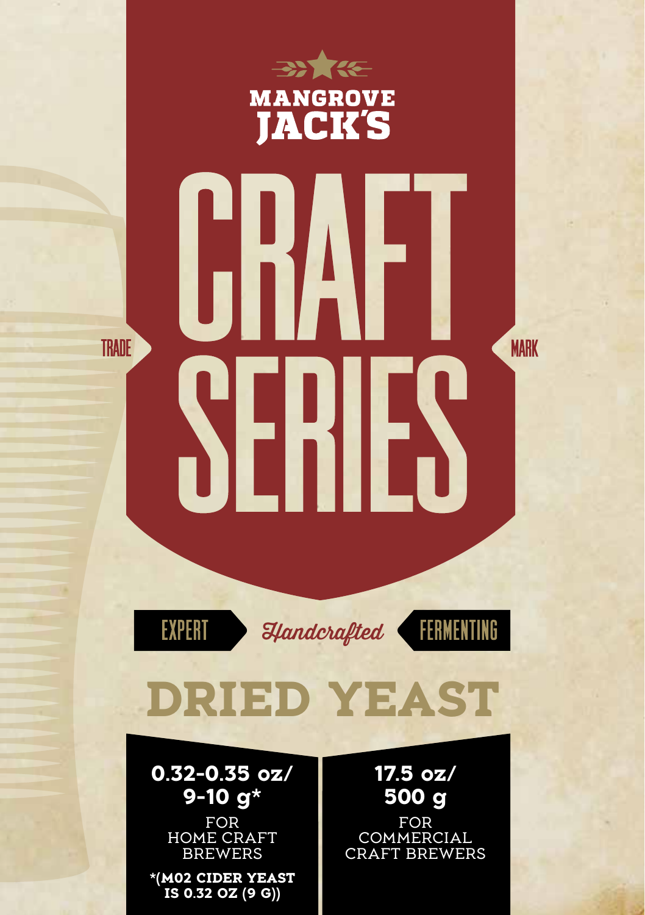MANGROVE JACK'S

# CRAFT SERIES

TRADE MARK

EXPERT *Handcrafted* FERMENTING

## DRIED YEAST

| 0.32-0.35 oz/ 9-10 g* | 17.5 oz/ 500 g |
|---|---|
| FOR HOME CRAFT BREWERS | FOR COMMERCIAL CRAFT BREWERS |
| *(M02 CIDER YEAST IS 0.32 OZ (9 G)) | |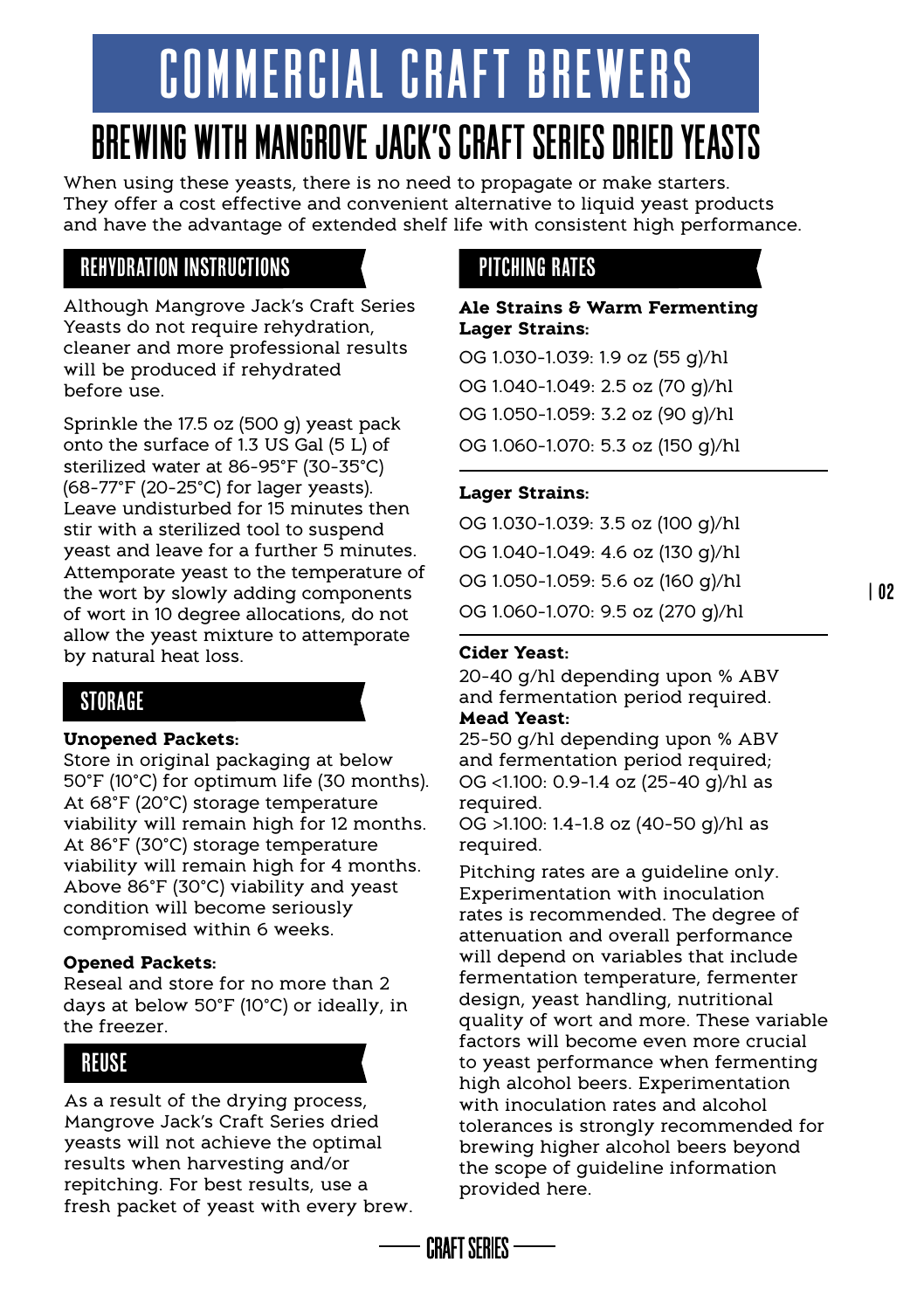# COMMERCIAL CRAFT BREWERS

## BREWING WITH MANGROVE JACK'S CRAFT SERIES DRIED YEASTS

When using these yeasts, there is no need to propagate or make starters. They offer a cost effective and convenient alternative to liquid yeast products and have the advantage of extended shelf life with consistent high performance.

### REHYDRATION INSTRUCTIONS

Although Mangrove Jack's Craft Series Yeasts do not require rehydration, cleaner and more professional results will be produced if rehydrated before use.

Sprinkle the 17.5 oz (500 g) yeast pack onto the surface of 1.3 US Gal (5 L) of sterilized water at 86-95°F (30-35°C) (68-77°F (20-25°C) for lager yeasts). Leave undisturbed for 15 minutes then stir with a sterilized tool to suspend yeast and leave for a further 5 minutes. Attemporate yeast to the temperature of the wort by slowly adding components of wort in 10 degree allocations, do not allow the yeast mixture to attemporate by natural heat loss.

### STORAGE

**Unopened Packets:**
Store in original packaging at below 50°F (10°C) for optimum life (30 months). At 68°F (20°C) storage temperature viability will remain high for 12 months. At 86°F (30°C) storage temperature viability will remain high for 4 months. Above 86°F (30°C) viability and yeast condition will become seriously compromised within 6 weeks.

**Opened Packets:**
Reseal and store for no more than 2 days at below 50°F (10°C) or ideally, in the freezer.

### REUSE

As a result of the drying process, Mangrove Jack's Craft Series dried yeasts will not achieve the optimal results when harvesting and/or repitching. For best results, use a fresh packet of yeast with every brew.

### PITCHING RATES

**Ale Strains & Warm Fermenting Lager Strains:**

OG 1.030-1.039: 1.9 oz (55 g)/hl

OG 1.040-1.049: 2.5 oz (70 g)/hl

OG 1.050-1.059: 3.2 oz (90 g)/hl

OG 1.060-1.070: 5.3 oz (150 g)/hl

**Lager Strains:**

OG 1.030-1.039: 3.5 oz (100 g)/hl

OG 1.040-1.049: 4.6 oz (130 g)/hl

OG 1.050-1.059: 5.6 oz (160 g)/hl

OG 1.060-1.070: 9.5 oz (270 g)/hl

**Cider Yeast:**
20-40 g/hl depending upon % ABV and fermentation period required.

**Mead Yeast:**
25-50 g/hl depending upon % ABV and fermentation period required;
OG <1.100: 0.9-1.4 oz (25-40 g)/hl as required.
OG >1.100: 1.4-1.8 oz (40-50 g)/hl as required.

Pitching rates are a guideline only. Experimentation with inoculation rates is recommended. The degree of attenuation and overall performance will depend on variables that include fermentation temperature, fermenter design, yeast handling, nutritional quality of wort and more. These variable factors will become even more crucial to yeast performance when fermenting high alcohol beers. Experimentation with inoculation rates and alcohol tolerances is strongly recommended for brewing higher alcohol beers beyond the scope of guideline information provided here.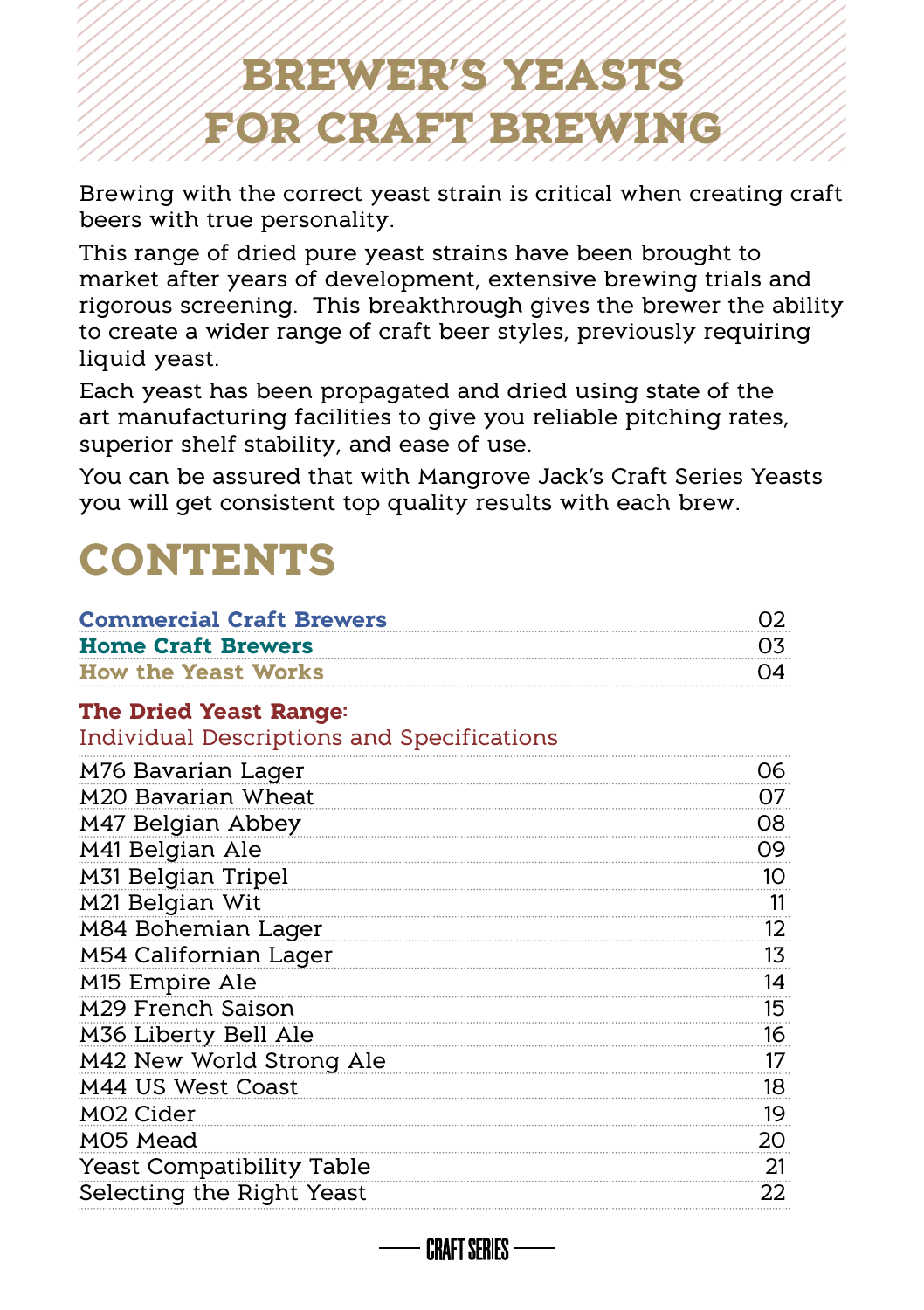# BREWER'S YEASTS FOR CRAFT BREWING

Brewing with the correct yeast strain is critical when creating craft beers with true personality.

This range of dried pure yeast strains have been brought to market after years of development, extensive brewing trials and rigorous screening. This breakthrough gives the brewer the ability to create a wider range of craft beer styles, previously requiring liquid yeast.

Each yeast has been propagated and dried using state of the art manufacturing facilities to give you reliable pitching rates, superior shelf stability, and ease of use.

You can be assured that with Mangrove Jack's Craft Series Yeasts you will get consistent top quality results with each brew.

# CONTENTS

| | |
|---|---|
| **Commercial Craft Brewers** | 02 |
| **Home Craft Brewers** | 03 |
| **How the Yeast Works** | 04 |

**The Dried Yeast Range:**
Individual Descriptions and Specifications

| | |
|---|---|
| M76 Bavarian Lager | 06 |
| M20 Bavarian Wheat | 07 |
| M47 Belgian Abbey | 08 |
| M41 Belgian Ale | 09 |
| M31 Belgian Tripel | 10 |
| M21 Belgian Wit | 11 |
| M84 Bohemian Lager | 12 |
| M54 Californian Lager | 13 |
| M15 Empire Ale | 14 |
| M29 French Saison | 15 |
| M36 Liberty Bell Ale | 16 |
| M42 New World Strong Ale | 17 |
| M44 US West Coast | 18 |
| M02 Cider | 19 |
| M05 Mead | 20 |
| Yeast Compatibility Table | 21 |
| Selecting the Right Yeast | 22 |

CRAFT SERIES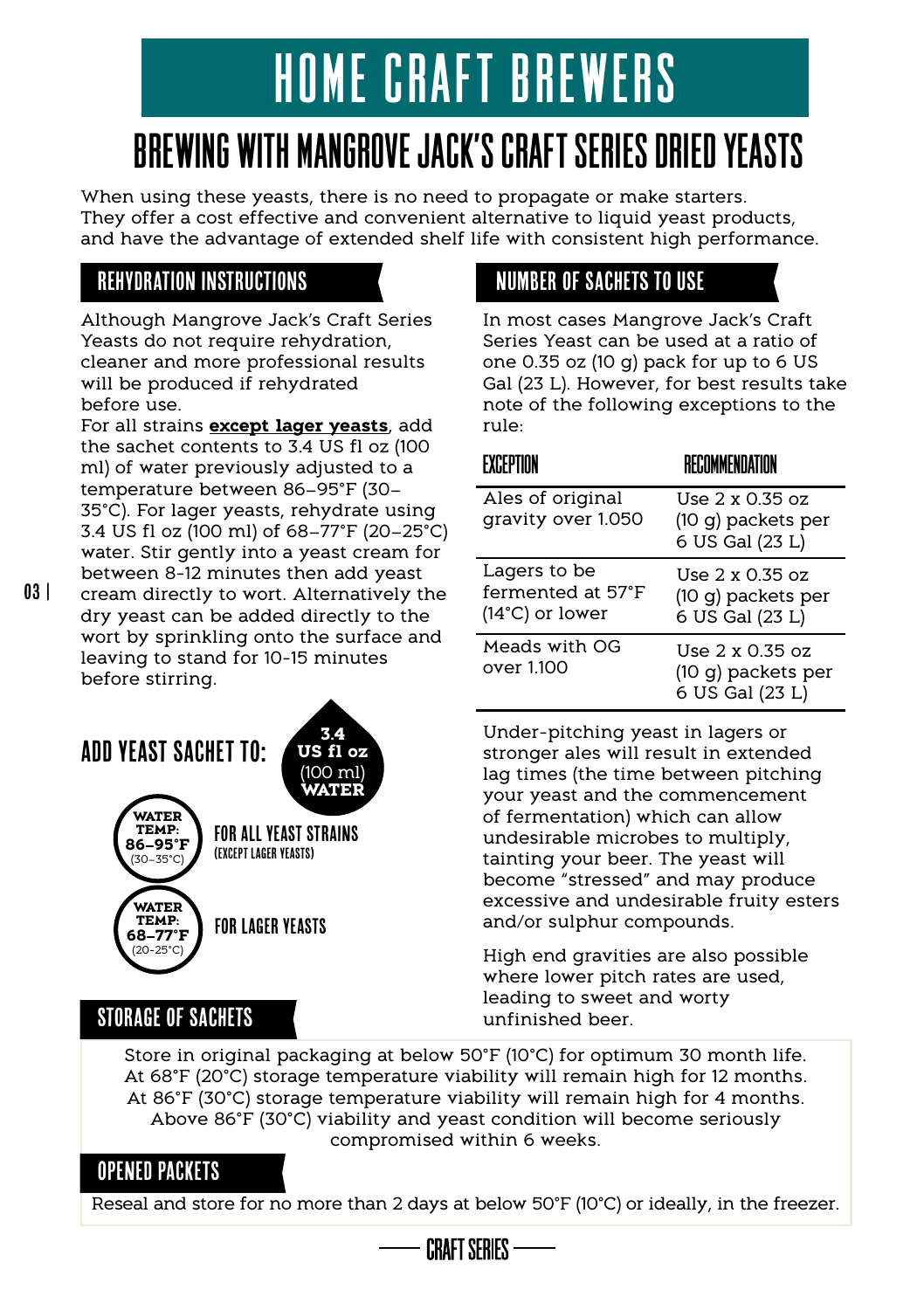# HOME CRAFT BREWERS

## BREWING WITH MANGROVE JACK'S CRAFT SERIES DRIED YEASTS

When using these yeasts, there is no need to propagate or make starters. They offer a cost effective and convenient alternative to liquid yeast products, and have the advantage of extended shelf life with consistent high performance.

### REHYDRATION INSTRUCTIONS

Although Mangrove Jack's Craft Series Yeasts do not require rehydration, cleaner and more professional results will be produced if rehydrated before use.

For all strains **except lager yeasts**, add the sachet contents to 3.4 US fl oz (100 ml) of water previously adjusted to a temperature between 86–95°F (30–35°C). For lager yeasts, rehydrate using 3.4 US fl oz (100 ml) of 68–77°F (20–25°C) water. Stir gently into a yeast cream for between 8-12 minutes then add yeast cream directly to wort. Alternatively the dry yeast can be added directly to the wort by sprinkling onto the surface and leaving to stand for 10-15 minutes before stirring.

**ADD YEAST SACHET TO:** **3.4 US fl oz** (100 ml) **WATER**

- **WATER TEMP: 86–95°F** (30–35°C) — FOR ALL YEAST STRAINS (EXCEPT LAGER YEASTS)
- **WATER TEMP: 68–77°F** (20-25°C) — FOR LAGER YEASTS

### NUMBER OF SACHETS TO USE

In most cases Mangrove Jack's Craft Series Yeast can be used at a ratio of one 0.35 oz (10 g) pack for up to 6 US Gal (23 L). However, for best results take note of the following exceptions to the rule:

| EXCEPTION | RECOMMENDATION |
|---|---|
| Ales of original gravity over 1.050 | Use 2 x 0.35 oz (10 g) packets per 6 US Gal (23 L) |
| Lagers to be fermented at 57°F (14°C) or lower | Use 2 x 0.35 oz (10 g) packets per 6 US Gal (23 L) |
| Meads with OG over 1.100 | Use 2 x 0.35 oz (10 g) packets per 6 US Gal (23 L) |

Under-pitching yeast in lagers or stronger ales will result in extended lag times (the time between pitching your yeast and the commencement of fermentation) which can allow undesirable microbes to multiply, tainting your beer. The yeast will become "stressed" and may produce excessive and undesirable fruity esters and/or sulphur compounds.

High end gravities are also possible where lower pitch rates are used, leading to sweet and worty unfinished beer.

### STORAGE OF SACHETS

Store in original packaging at below 50°F (10°C) for optimum 30 month life.
At 68°F (20°C) storage temperature viability will remain high for 12 months.
At 86°F (30°C) storage temperature viability will remain high for 4 months.
Above 86°F (30°C) viability and yeast condition will become seriously compromised within 6 weeks.

### OPENED PACKETS

Reseal and store for no more than 2 days at below 50°F (10°C) or ideally, in the freezer.

CRAFT SERIES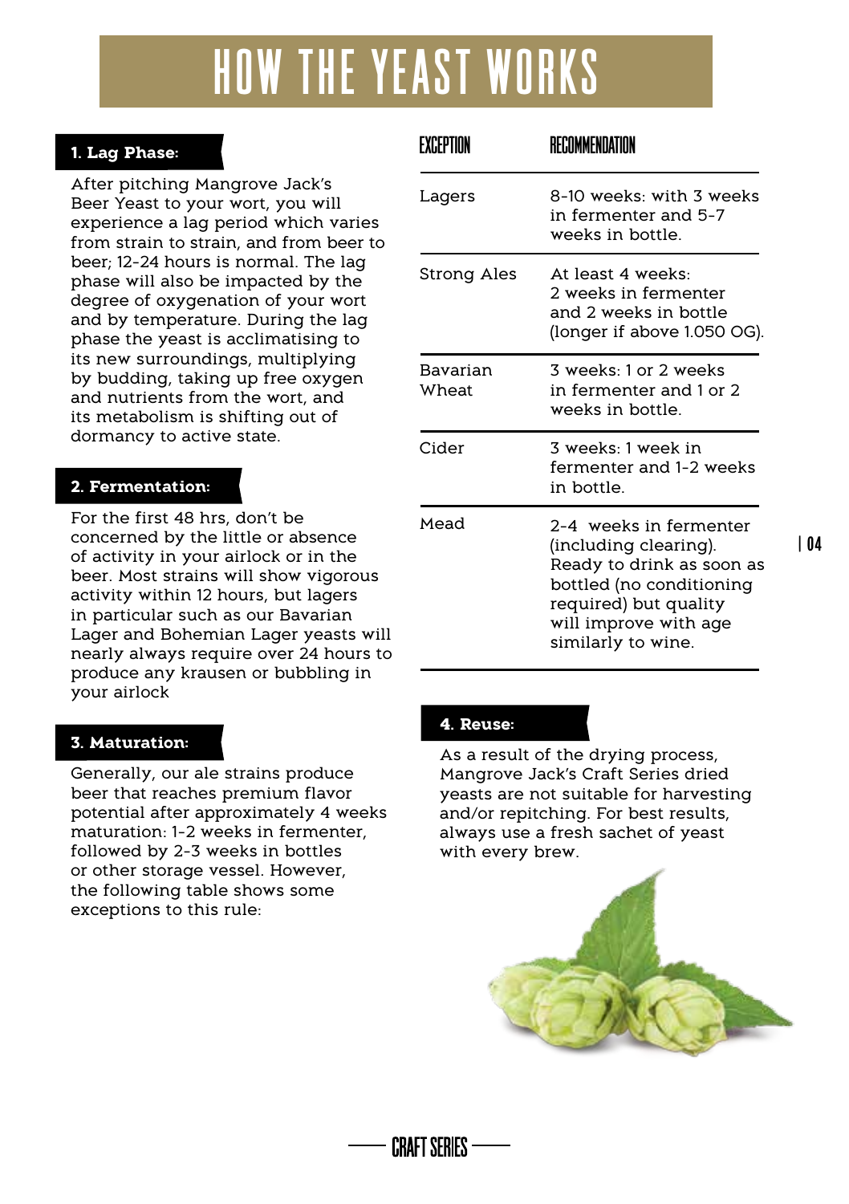# HOW THE YEAST WORKS

### 1. Lag Phase:

After pitching Mangrove Jack's Beer Yeast to your wort, you will experience a lag period which varies from strain to strain, and from beer to beer; 12-24 hours is normal. The lag phase will also be impacted by the degree of oxygenation of your wort and by temperature. During the lag phase the yeast is acclimatising to its new surroundings, multiplying by budding, taking up free oxygen and nutrients from the wort, and its metabolism is shifting out of dormancy to active state.

### 2. Fermentation:

For the first 48 hrs, don't be concerned by the little or absence of activity in your airlock or in the beer. Most strains will show vigorous activity within 12 hours, but lagers in particular such as our Bavarian Lager and Bohemian Lager yeasts will nearly always require over 24 hours to produce any krausen or bubbling in your airlock

### 3. Maturation:

Generally, our ale strains produce beer that reaches premium flavor potential after approximately 4 weeks maturation: 1-2 weeks in fermenter, followed by 2-3 weeks in bottles or other storage vessel. However, the following table shows some exceptions to this rule:

| EXCEPTION | RECOMMENDATION |
|---|---|
| Lagers | 8-10 weeks: with 3 weeks in fermenter and 5-7 weeks in bottle. |
| Strong Ales | At least 4 weeks: 2 weeks in fermenter and 2 weeks in bottle (longer if above 1.050 OG). |
| Bavarian Wheat | 3 weeks: 1 or 2 weeks in fermenter and 1 or 2 weeks in bottle. |
| Cider | 3 weeks: 1 week in fermenter and 1-2 weeks in bottle. |
| Mead | 2-4 weeks in fermenter (including clearing). Ready to drink as soon as bottled (no conditioning required) but quality will improve with age similarly to wine. |

### 4. Reuse:

As a result of the drying process, Mangrove Jack's Craft Series dried yeasts are not suitable for harvesting and/or repitching. For best results, always use a fresh sachet of yeast with every brew.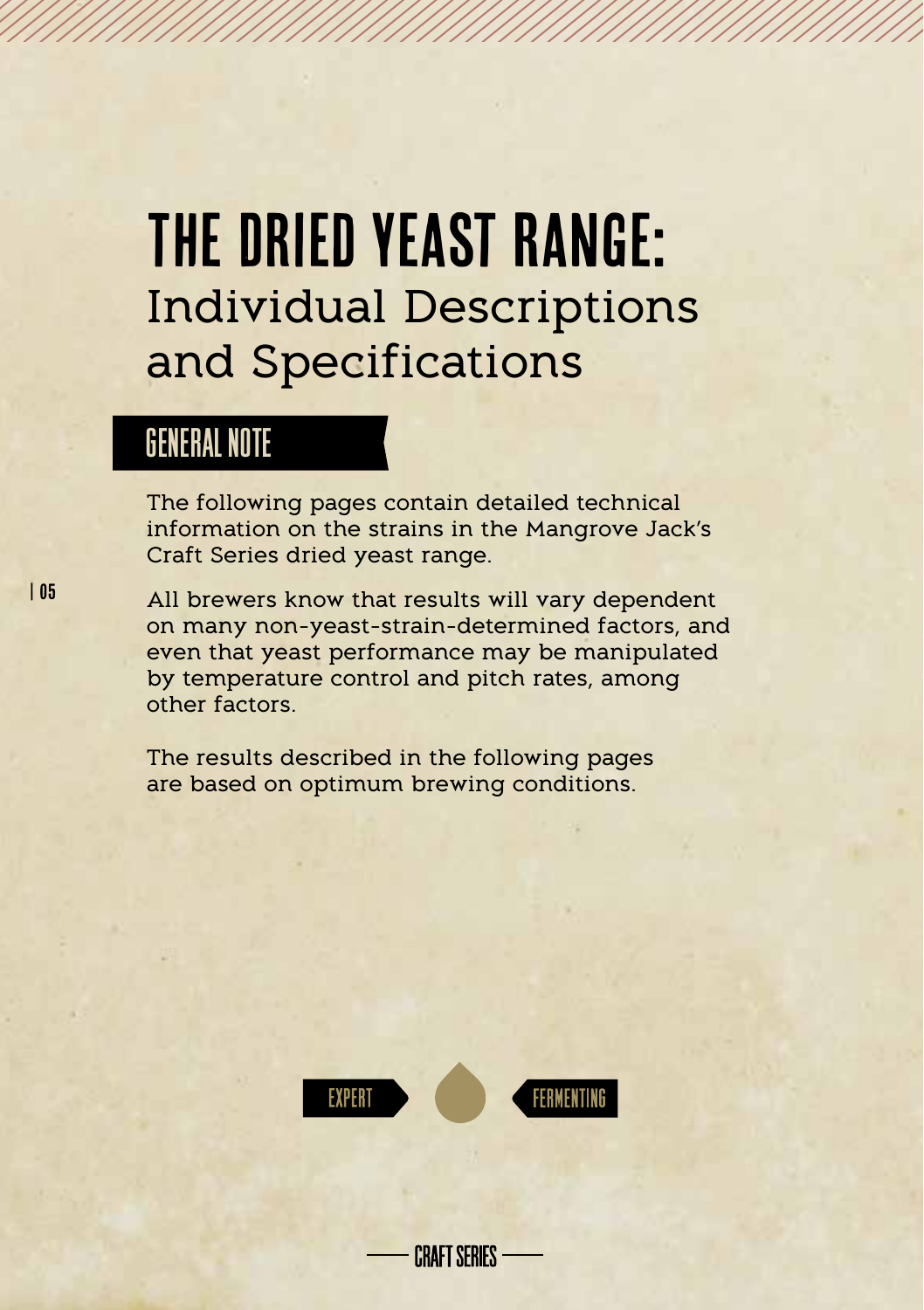# THE DRIED YEAST RANGE:
## Individual Descriptions and Specifications

### GENERAL NOTE

The following pages contain detailed technical information on the strains in the Mangrove Jack's Craft Series dried yeast range.

All brewers know that results will vary dependent on many non-yeast-strain-determined factors, and even that yeast performance may be manipulated by temperature control and pitch rates, among other factors.

The results described in the following pages are based on optimum brewing conditions.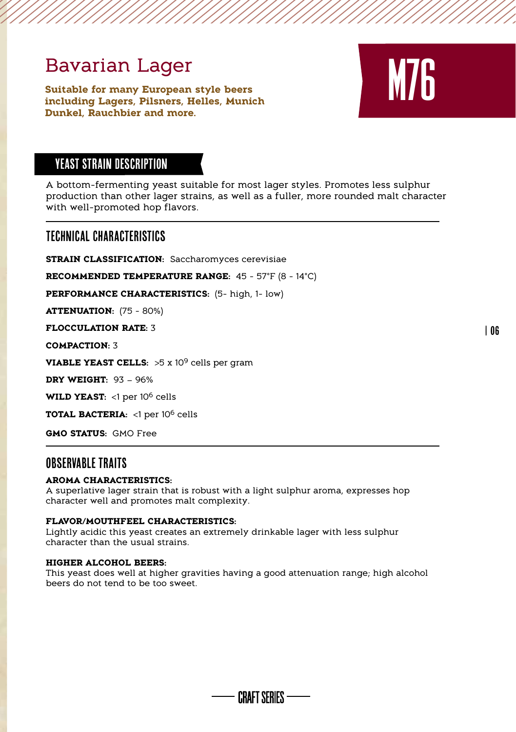# Bavarian Lager

**M76**

**Suitable for many European style beers including Lagers, Pilsners, Helles, Munich Dunkel, Rauchbier and more.**

## YEAST STRAIN DESCRIPTION

A bottom-fermenting yeast suitable for most lager styles. Promotes less sulphur production than other lager strains, as well as a fuller, more rounded malt character with well-promoted hop flavors.

## TECHNICAL CHARACTERISTICS

**STRAIN CLASSIFICATION:** Saccharomyces cerevisiae

**RECOMMENDED TEMPERATURE RANGE:** 45 - 57°F (8 - 14°C)

**PERFORMANCE CHARACTERISTICS:** (5- high, 1- low)

**ATTENUATION:** (75 - 80%)

**FLOCCULATION RATE:** 3

**COMPACTION:** 3

**VIABLE YEAST CELLS:** >5 x $10^9$ cells per gram

**DRY WEIGHT:** 93 – 96%

**WILD YEAST:** <1 per $10^6$ cells

**TOTAL BACTERIA:** <1 per $10^6$ cells

**GMO STATUS:** GMO Free

## OBSERVABLE TRAITS

**AROMA CHARACTERISTICS:**
A superlative lager strain that is robust with a light sulphur aroma, expresses hop character well and promotes malt complexity.

**FLAVOR/MOUTHFEEL CHARACTERISTICS:**
Lightly acidic this yeast creates an extremely drinkable lager with less sulphur character than the usual strains.

**HIGHER ALCOHOL BEERS:**
This yeast does well at higher gravities having a good attenuation range; high alcohol beers do not tend to be too sweet.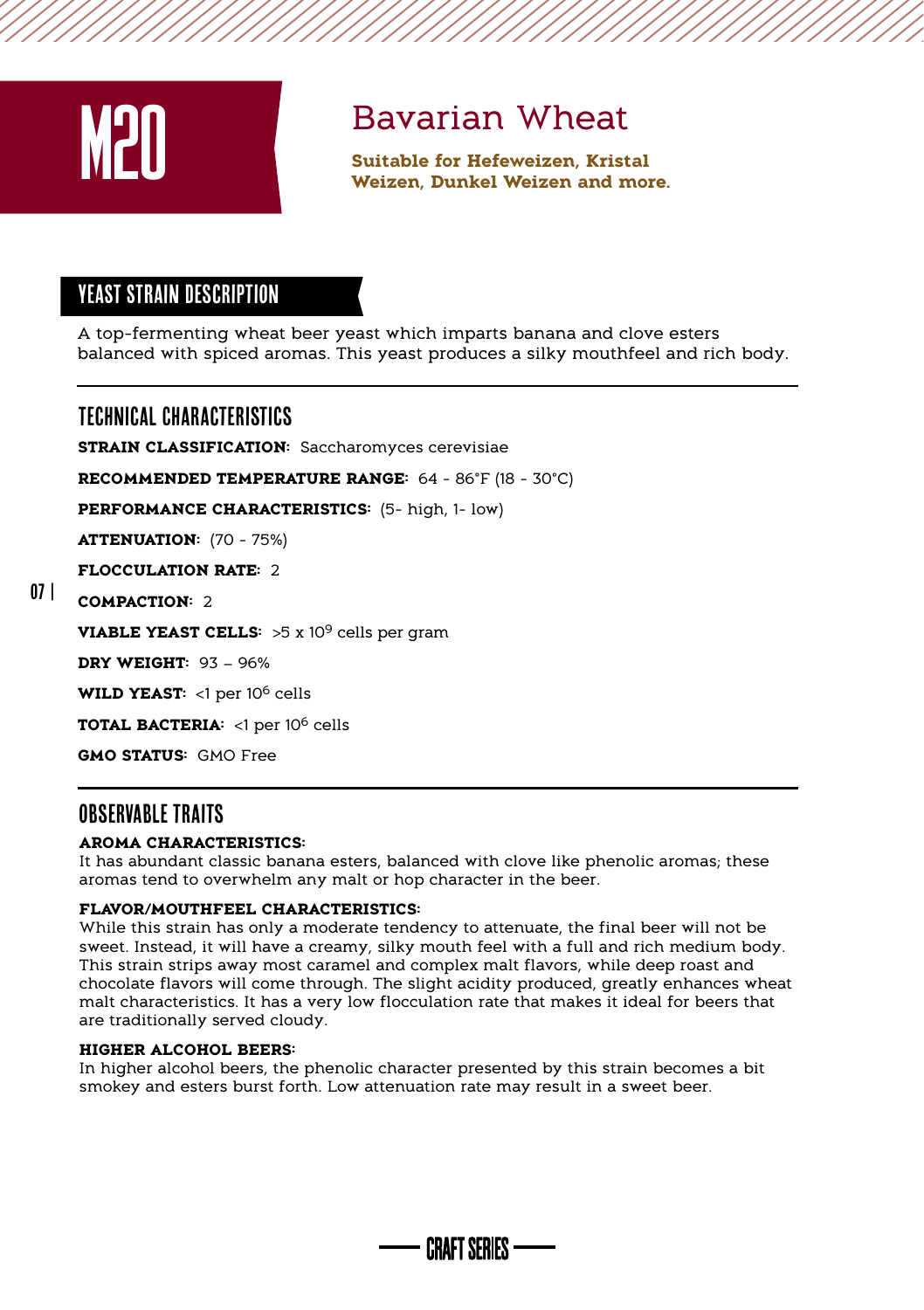# M20

## Bavarian Wheat

**Suitable for Hefeweizen, Kristal Weizen, Dunkel Weizen and more.**

## YEAST STRAIN DESCRIPTION

A top-fermenting wheat beer yeast which imparts banana and clove esters balanced with spiced aromas. This yeast produces a silky mouthfeel and rich body.

## TECHNICAL CHARACTERISTICS

**STRAIN CLASSIFICATION:** Saccharomyces cerevisiae

**RECOMMENDED TEMPERATURE RANGE:** 64 - 86°F (18 - 30°C)

**PERFORMANCE CHARACTERISTICS:** (5- high, 1- low)

**ATTENUATION:** (70 - 75%)

**FLOCCULATION RATE:** 2

**COMPACTION:** 2

**VIABLE YEAST CELLS:** >5 x $10^9$ cells per gram

**DRY WEIGHT:** 93 – 96%

**WILD YEAST:** <1 per $10^6$ cells

**TOTAL BACTERIA:** <1 per $10^6$ cells

**GMO STATUS:** GMO Free

## OBSERVABLE TRAITS

**AROMA CHARACTERISTICS:**
It has abundant classic banana esters, balanced with clove like phenolic aromas; these aromas tend to overwhelm any malt or hop character in the beer.

**FLAVOR/MOUTHFEEL CHARACTERISTICS:**
While this strain has only a moderate tendency to attenuate, the final beer will not be sweet. Instead, it will have a creamy, silky mouth feel with a full and rich medium body. This strain strips away most caramel and complex malt flavors, while deep roast and chocolate flavors will come through. The slight acidity produced, greatly enhances wheat malt characteristics. It has a very low flocculation rate that makes it ideal for beers that are traditionally served cloudy.

**HIGHER ALCOHOL BEERS:**
In higher alcohol beers, the phenolic character presented by this strain becomes a bit smokey and esters burst forth. Low attenuation rate may result in a sweet beer.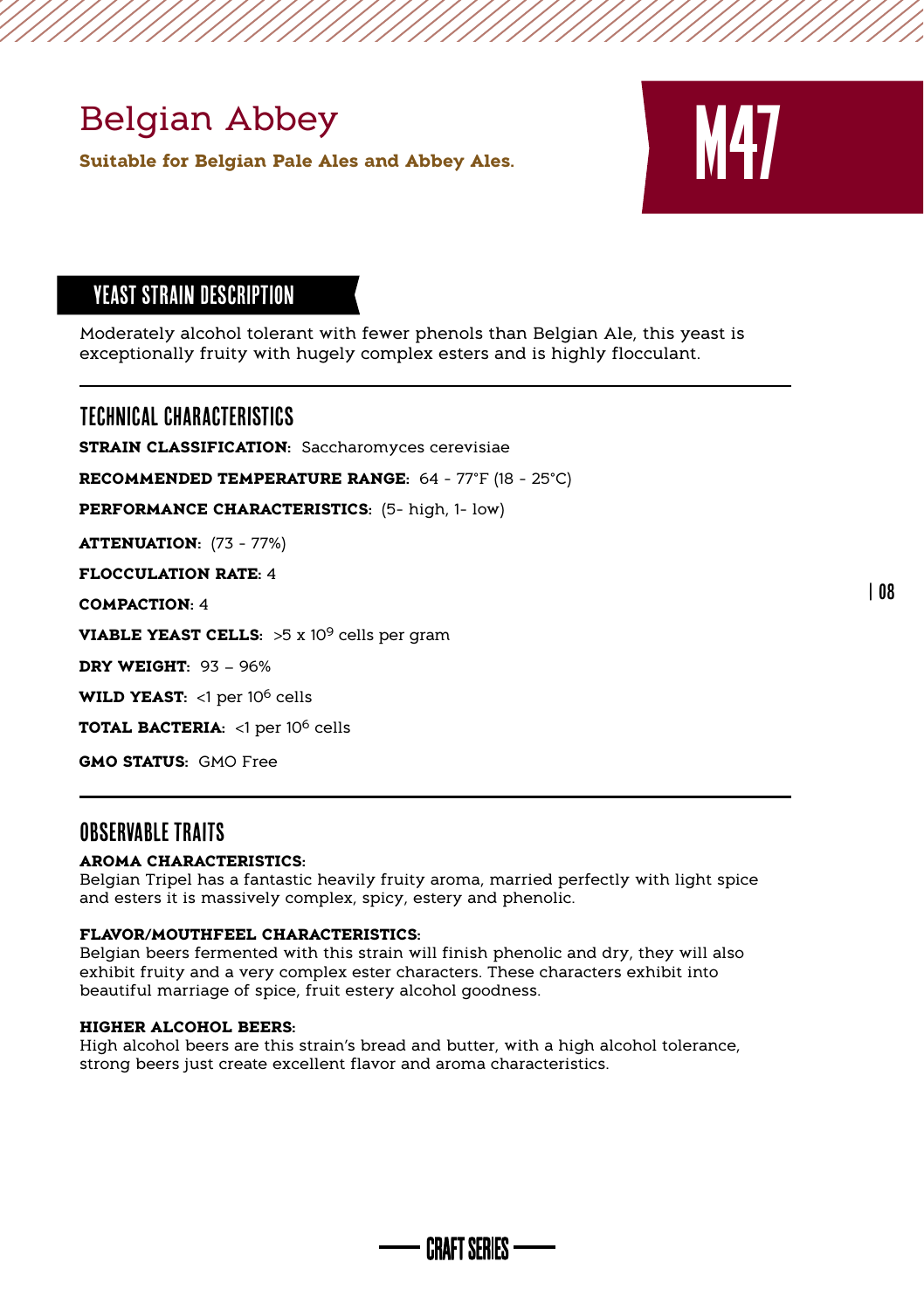# Belgian Abbey

**Suitable for Belgian Pale Ales and Abbey Ales.**

# M47

## YEAST STRAIN DESCRIPTION

Moderately alcohol tolerant with fewer phenols than Belgian Ale, this yeast is exceptionally fruity with hugely complex esters and is highly flocculant.

## TECHNICAL CHARACTERISTICS

**STRAIN CLASSIFICATION:** Saccharomyces cerevisiae

**RECOMMENDED TEMPERATURE RANGE:** 64 - 77°F (18 - 25°C)

**PERFORMANCE CHARACTERISTICS:** (5- high, 1- low)

**ATTENUATION:** (73 - 77%)

**FLOCCULATION RATE:** 4

**COMPACTION:** 4

**VIABLE YEAST CELLS:** >$5 \times 10^9$ cells per gram

**DRY WEIGHT:** 93 – 96%

**WILD YEAST:** <1 per $10^6$ cells

**TOTAL BACTERIA:** <1 per $10^6$ cells

**GMO STATUS:** GMO Free

## OBSERVABLE TRAITS

**AROMA CHARACTERISTICS:**
Belgian Tripel has a fantastic heavily fruity aroma, married perfectly with light spice and esters it is massively complex, spicy, estery and phenolic.

**FLAVOR/MOUTHFEEL CHARACTERISTICS:**
Belgian beers fermented with this strain will finish phenolic and dry, they will also exhibit fruity and a very complex ester characters. These characters exhibit into beautiful marriage of spice, fruit estery alcohol goodness.

**HIGHER ALCOHOL BEERS:**
High alcohol beers are this strain's bread and butter, with a high alcohol tolerance, strong beers just create excellent flavor and aroma characteristics.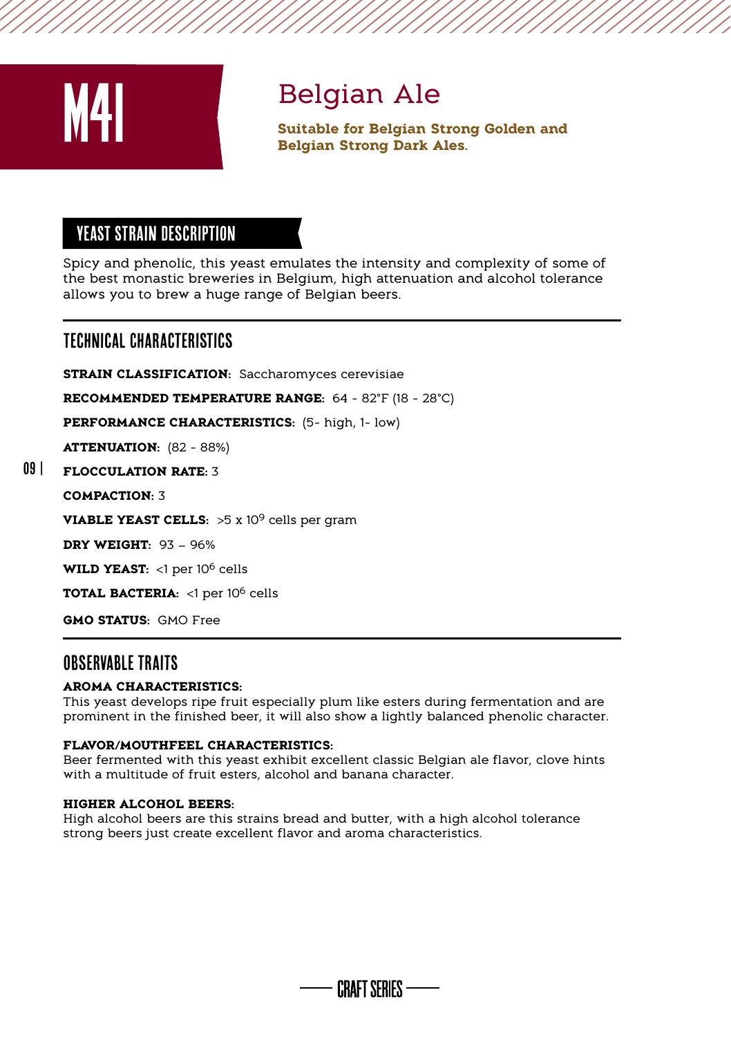# M41

## Belgian Ale

**Suitable for Belgian Strong Golden and Belgian Strong Dark Ales.**

### YEAST STRAIN DESCRIPTION

Spicy and phenolic, this yeast emulates the intensity and complexity of some of the best monastic breweries in Belgium, high attenuation and alcohol tolerance allows you to brew a huge range of Belgian beers.

### TECHNICAL CHARACTERISTICS

**STRAIN CLASSIFICATION:** Saccharomyces cerevisiae

**RECOMMENDED TEMPERATURE RANGE:** 64 - 82°F (18 - 28°C)

**PERFORMANCE CHARACTERISTICS:** (5- high, 1- low)

**ATTENUATION:** (82 - 88%)

**FLOCCULATION RATE:** 3

**COMPACTION:** 3

**VIABLE YEAST CELLS:** >5 x $10^9$ cells per gram

**DRY WEIGHT:** 93 – 96%

**WILD YEAST:** <1 per $10^6$ cells

**TOTAL BACTERIA:** <1 per $10^6$ cells

**GMO STATUS:** GMO Free

### OBSERVABLE TRAITS

**AROMA CHARACTERISTICS:**
This yeast develops ripe fruit especially plum like esters during fermentation and are prominent in the finished beer, it will also show a lightly balanced phenolic character.

**FLAVOR/MOUTHFEEL CHARACTERISTICS:**
Beer fermented with this yeast exhibit excellent classic Belgian ale flavor, clove hints with a multitude of fruit esters, alcohol and banana character.

**HIGHER ALCOHOL BEERS:**
High alcohol beers are this strains bread and butter, with a high alcohol tolerance strong beers just create excellent flavor and aroma characteristics.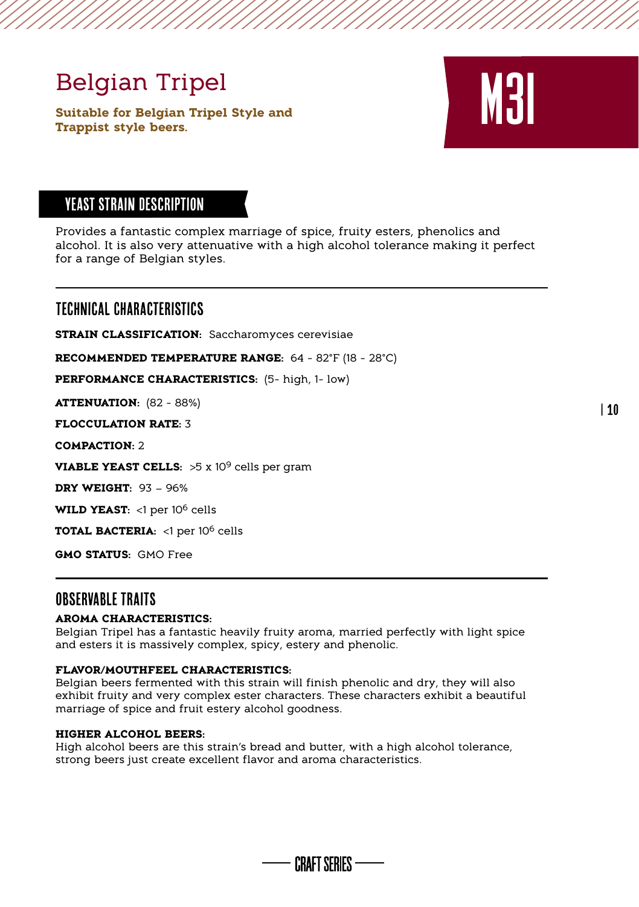# Belgian Tripel

**Suitable for Belgian Tripel Style and Trappist style beers.**

# M31

## YEAST STRAIN DESCRIPTION

Provides a fantastic complex marriage of spice, fruity esters, phenolics and alcohol. It is also very attenuative with a high alcohol tolerance making it perfect for a range of Belgian styles.

## TECHNICAL CHARACTERISTICS

**STRAIN CLASSIFICATION:** Saccharomyces cerevisiae

**RECOMMENDED TEMPERATURE RANGE:** 64 - 82°F (18 - 28°C)

**PERFORMANCE CHARACTERISTICS:** (5- high, 1- low)

**ATTENUATION:** (82 - 88%)

**FLOCCULATION RATE:** 3

**COMPACTION:** 2

**VIABLE YEAST CELLS:** >5 x $10^9$ cells per gram

**DRY WEIGHT:** 93 – 96%

**WILD YEAST:** <1 per $10^6$ cells

**TOTAL BACTERIA:** <1 per $10^6$ cells

**GMO STATUS:** GMO Free

## OBSERVABLE TRAITS

**AROMA CHARACTERISTICS:**
Belgian Tripel has a fantastic heavily fruity aroma, married perfectly with light spice and esters it is massively complex, spicy, estery and phenolic.

**FLAVOR/MOUTHFEEL CHARACTERISTICS:**
Belgian beers fermented with this strain will finish phenolic and dry, they will also exhibit fruity and very complex ester characters. These characters exhibit a beautiful marriage of spice and fruit estery alcohol goodness.

**HIGHER ALCOHOL BEERS:**
High alcohol beers are this strain's bread and butter, with a high alcohol tolerance, strong beers just create excellent flavor and aroma characteristics.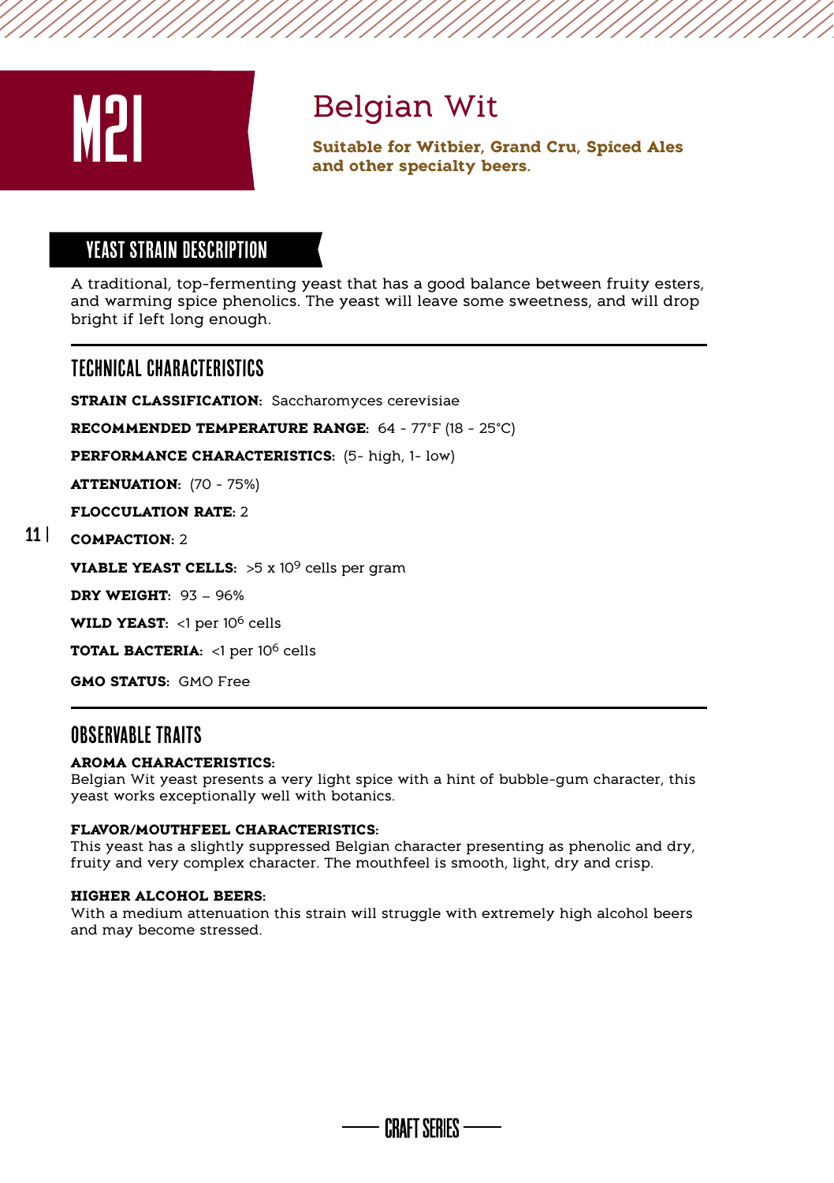# M21

## Belgian Wit

**Suitable for Witbier, Grand Cru, Spiced Ales and other specialty beers.**

## YEAST STRAIN DESCRIPTION

A traditional, top-fermenting yeast that has a good balance between fruity esters, and warming spice phenolics. The yeast will leave some sweetness, and will drop bright if left long enough.

## TECHNICAL CHARACTERISTICS

**STRAIN CLASSIFICATION:** Saccharomyces cerevisiae

**RECOMMENDED TEMPERATURE RANGE:** 64 - 77°F (18 - 25°C)

**PERFORMANCE CHARACTERISTICS:** (5- high, 1- low)

**ATTENUATION:** (70 - 75%)

**FLOCCULATION RATE:** 2

**COMPACTION:** 2

**VIABLE YEAST CELLS:** >5 x $10^9$ cells per gram

**DRY WEIGHT:** 93 – 96%

**WILD YEAST:** <1 per $10^6$ cells

**TOTAL BACTERIA:** <1 per $10^6$ cells

**GMO STATUS:** GMO Free

## OBSERVABLE TRAITS

**AROMA CHARACTERISTICS:**
Belgian Wit yeast presents a very light spice with a hint of bubble-gum character, this yeast works exceptionally well with botanics.

**FLAVOR/MOUTHFEEL CHARACTERISTICS:**
This yeast has a slightly suppressed Belgian character presenting as phenolic and dry, fruity and very complex character. The mouthfeel is smooth, light, dry and crisp.

**HIGHER ALCOHOL BEERS:**
With a medium attenuation this strain will struggle with extremely high alcohol beers and may become stressed.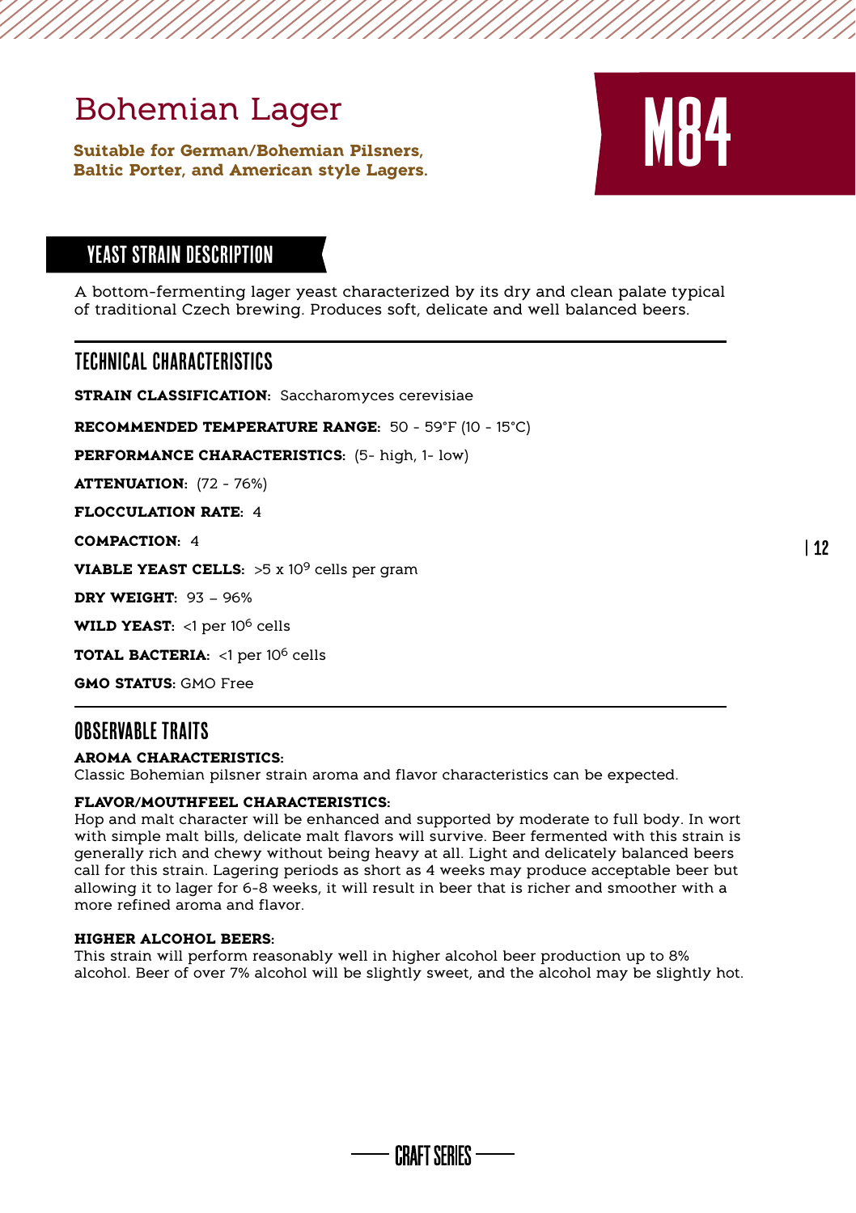# Bohemian Lager

**Suitable for German/Bohemian Pilsners, Baltic Porter, and American style Lagers.**

# M84

## YEAST STRAIN DESCRIPTION

A bottom-fermenting lager yeast characterized by its dry and clean palate typical of traditional Czech brewing. Produces soft, delicate and well balanced beers.

## TECHNICAL CHARACTERISTICS

**STRAIN CLASSIFICATION:** Saccharomyces cerevisiae

**RECOMMENDED TEMPERATURE RANGE:** 50 - 59°F (10 - 15°C)

**PERFORMANCE CHARACTERISTICS:** (5- high, 1- low)

**ATTENUATION:** (72 - 76%)

**FLOCCULATION RATE:** 4

**COMPACTION:** 4

**VIABLE YEAST CELLS:** >5 x $10^9$ cells per gram

**DRY WEIGHT:** 93 – 96%

**WILD YEAST:** <1 per $10^6$ cells

**TOTAL BACTERIA:** <1 per $10^6$ cells

**GMO STATUS:** GMO Free

## OBSERVABLE TRAITS

**AROMA CHARACTERISTICS:**
Classic Bohemian pilsner strain aroma and flavor characteristics can be expected.

**FLAVOR/MOUTHFEEL CHARACTERISTICS:**
Hop and malt character will be enhanced and supported by moderate to full body. In wort with simple malt bills, delicate malt flavors will survive. Beer fermented with this strain is generally rich and chewy without being heavy at all. Light and delicately balanced beers call for this strain. Lagering periods as short as 4 weeks may produce acceptable beer but allowing it to lager for 6-8 weeks, it will result in beer that is richer and smoother with a more refined aroma and flavor.

**HIGHER ALCOHOL BEERS:**
This strain will perform reasonably well in higher alcohol beer production up to 8% alcohol. Beer of over 7% alcohol will be slightly sweet, and the alcohol may be slightly hot.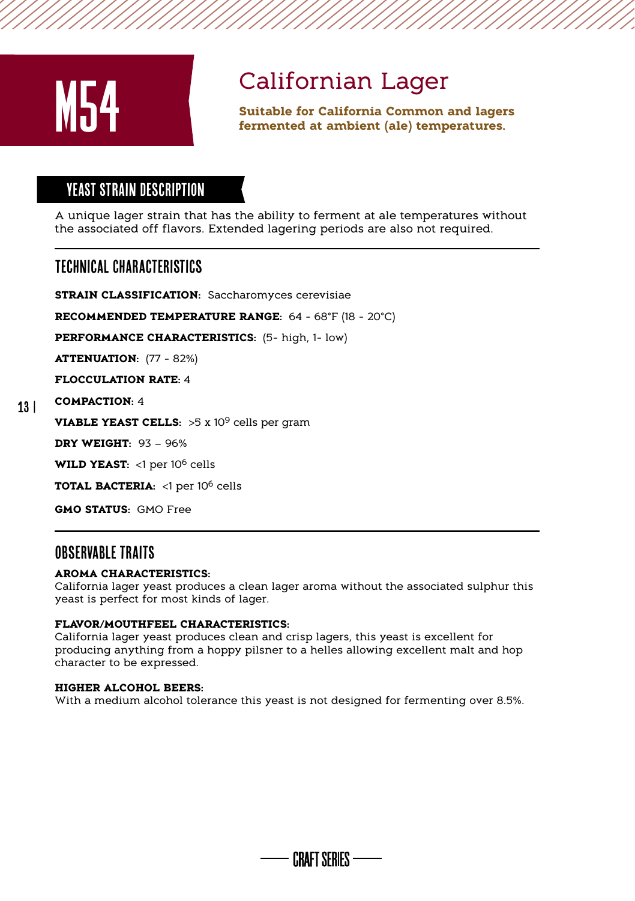# M54

## Californian Lager

**Suitable for California Common and lagers fermented at ambient (ale) temperatures.**

### YEAST STRAIN DESCRIPTION

A unique lager strain that has the ability to ferment at ale temperatures without the associated off flavors. Extended lagering periods are also not required.

### TECHNICAL CHARACTERISTICS

**STRAIN CLASSIFICATION:** Saccharomyces cerevisiae

**RECOMMENDED TEMPERATURE RANGE:** 64 - 68°F (18 - 20°C)

**PERFORMANCE CHARACTERISTICS:** (5- high, 1- low)

**ATTENUATION:** (77 - 82%)

**FLOCCULATION RATE:** 4

**COMPACTION:** 4

**VIABLE YEAST CELLS:** >5 x $10^9$ cells per gram

**DRY WEIGHT:** 93 – 96%

**WILD YEAST:** <1 per $10^6$ cells

**TOTAL BACTERIA:** <1 per $10^6$ cells

**GMO STATUS:** GMO Free

### OBSERVABLE TRAITS

**AROMA CHARACTERISTICS:**
California lager yeast produces a clean lager aroma without the associated sulphur this yeast is perfect for most kinds of lager.

**FLAVOR/MOUTHFEEL CHARACTERISTICS:**
California lager yeast produces clean and crisp lagers, this yeast is excellent for producing anything from a hoppy pilsner to a helles allowing excellent malt and hop character to be expressed.

**HIGHER ALCOHOL BEERS:**
With a medium alcohol tolerance this yeast is not designed for fermenting over 8.5%.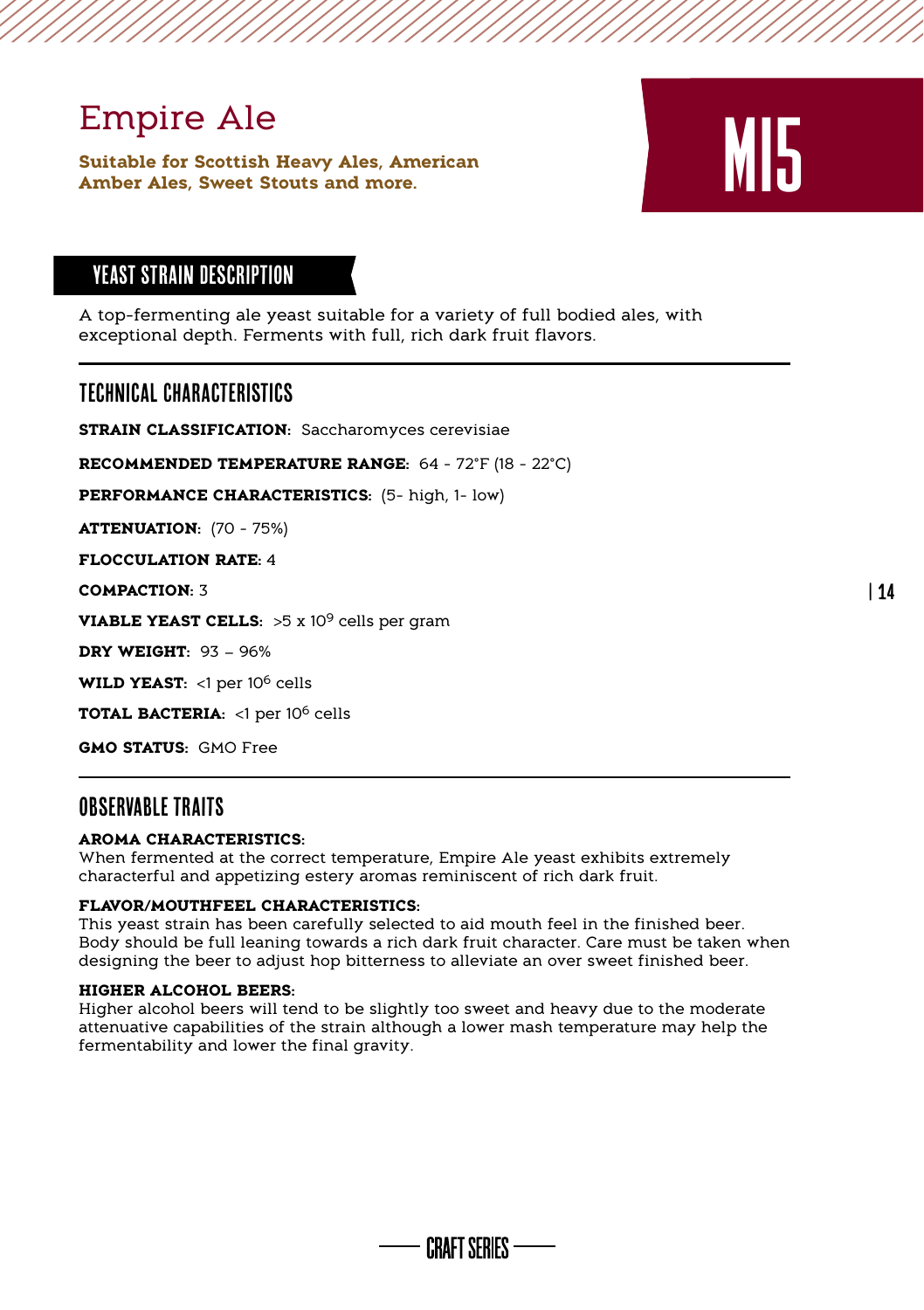# Empire Ale

**Suitable for Scottish Heavy Ales, American Amber Ales, Sweet Stouts and more.**

M15

## YEAST STRAIN DESCRIPTION

A top-fermenting ale yeast suitable for a variety of full bodied ales, with exceptional depth. Ferments with full, rich dark fruit flavors.

## TECHNICAL CHARACTERISTICS

**STRAIN CLASSIFICATION:** Saccharomyces cerevisiae

**RECOMMENDED TEMPERATURE RANGE:** 64 - 72°F (18 - 22°C)

**PERFORMANCE CHARACTERISTICS:** (5- high, 1- low)

**ATTENUATION:** (70 - 75%)

**FLOCCULATION RATE:** 4

**COMPACTION:** 3

**VIABLE YEAST CELLS:** >5 x $10^9$ cells per gram

**DRY WEIGHT:** 93 – 96%

**WILD YEAST:** <1 per $10^6$ cells

**TOTAL BACTERIA:** <1 per $10^6$ cells

**GMO STATUS:** GMO Free

## OBSERVABLE TRAITS

**AROMA CHARACTERISTICS:**
When fermented at the correct temperature, Empire Ale yeast exhibits extremely characterful and appetizing estery aromas reminiscent of rich dark fruit.

**FLAVOR/MOUTHFEEL CHARACTERISTICS:**
This yeast strain has been carefully selected to aid mouth feel in the finished beer. Body should be full leaning towards a rich dark fruit character. Care must be taken when designing the beer to adjust hop bitterness to alleviate an over sweet finished beer.

**HIGHER ALCOHOL BEERS:**
Higher alcohol beers will tend to be slightly too sweet and heavy due to the moderate attenuative capabilities of the strain although a lower mash temperature may help the fermentability and lower the final gravity.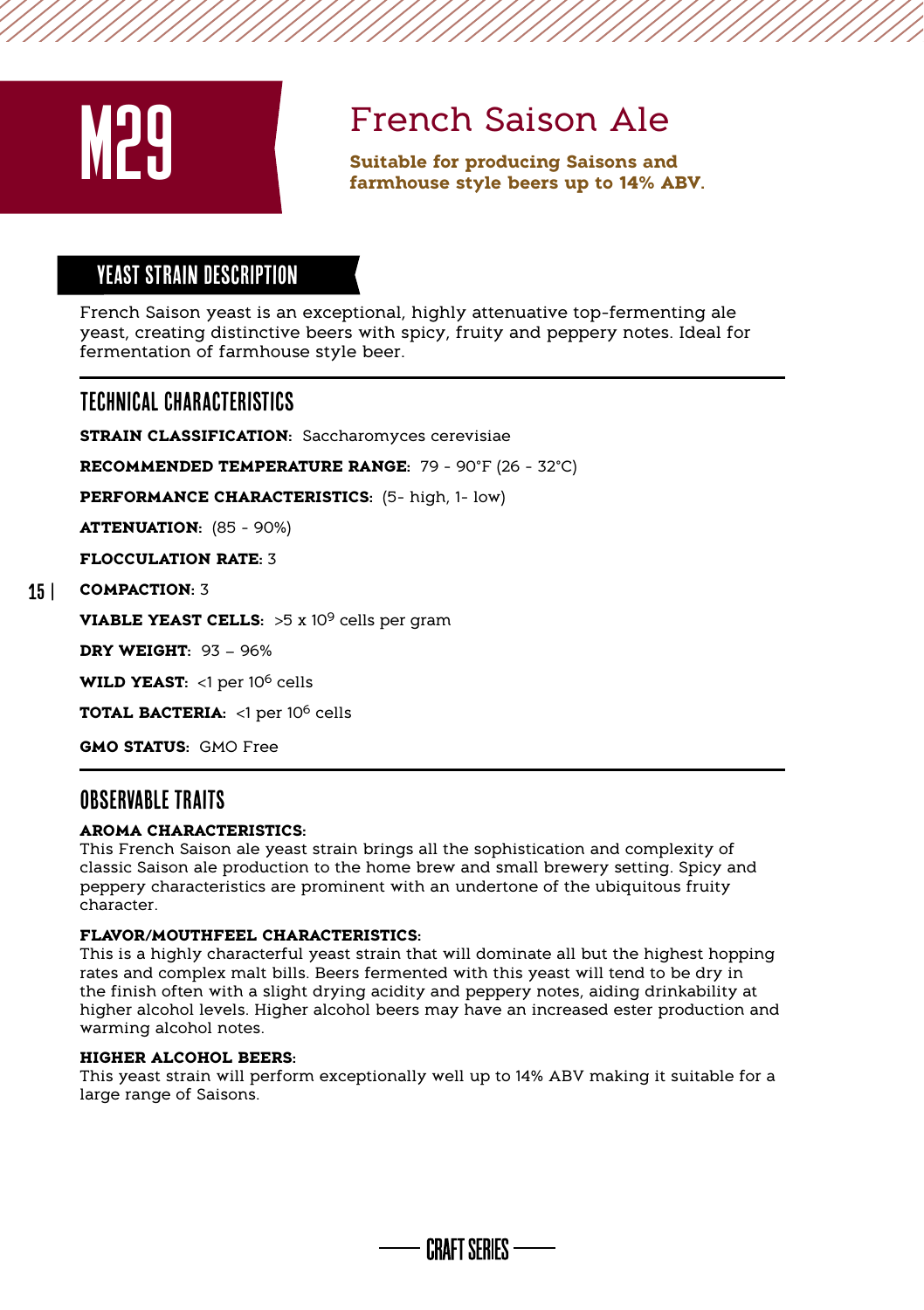# M29

## French Saison Ale

**Suitable for producing Saisons and farmhouse style beers up to 14% ABV.**

## YEAST STRAIN DESCRIPTION

French Saison yeast is an exceptional, highly attenuative top-fermenting ale yeast, creating distinctive beers with spicy, fruity and peppery notes. Ideal for fermentation of farmhouse style beer.

## TECHNICAL CHARACTERISTICS

**STRAIN CLASSIFICATION:** Saccharomyces cerevisiae

**RECOMMENDED TEMPERATURE RANGE:** 79 - 90°F (26 - 32°C)

**PERFORMANCE CHARACTERISTICS:** (5- high, 1- low)

**ATTENUATION:** (85 - 90%)

**FLOCCULATION RATE:** 3

**COMPACTION:** 3

**VIABLE YEAST CELLS:** >5 x $10^9$ cells per gram

**DRY WEIGHT:** 93 – 96%

**WILD YEAST:** <1 per $10^6$ cells

**TOTAL BACTERIA:** <1 per $10^6$ cells

**GMO STATUS:** GMO Free

## OBSERVABLE TRAITS

**AROMA CHARACTERISTICS:**
This French Saison ale yeast strain brings all the sophistication and complexity of classic Saison ale production to the home brew and small brewery setting. Spicy and peppery characteristics are prominent with an undertone of the ubiquitous fruity character.

**FLAVOR/MOUTHFEEL CHARACTERISTICS:**
This is a highly characterful yeast strain that will dominate all but the highest hopping rates and complex malt bills. Beers fermented with this yeast will tend to be dry in the finish often with a slight drying acidity and peppery notes, aiding drinkability at higher alcohol levels. Higher alcohol beers may have an increased ester production and warming alcohol notes.

**HIGHER ALCOHOL BEERS:**
This yeast strain will perform exceptionally well up to 14% ABV making it suitable for a large range of Saisons.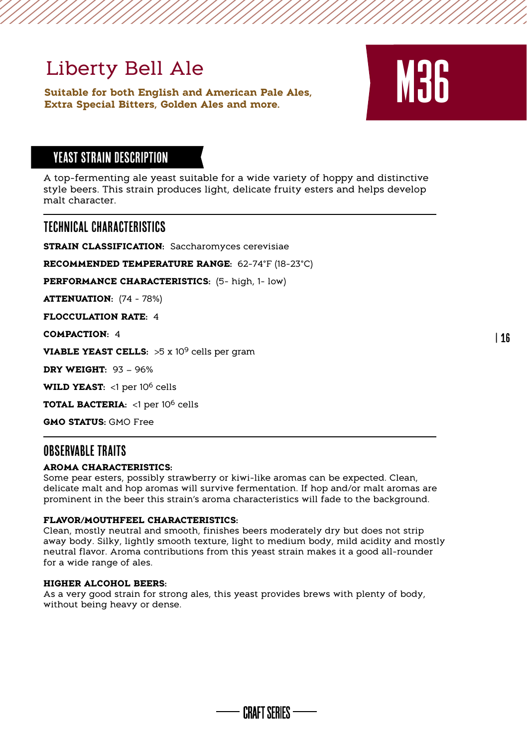# Liberty Bell Ale

**Suitable for both English and American Pale Ales, Extra Special Bitters, Golden Ales and more.**

M36

## YEAST STRAIN DESCRIPTION

A top-fermenting ale yeast suitable for a wide variety of hoppy and distinctive style beers. This strain produces light, delicate fruity esters and helps develop malt character.

## TECHNICAL CHARACTERISTICS

**STRAIN CLASSIFICATION:** Saccharomyces cerevisiae

**RECOMMENDED TEMPERATURE RANGE:** 62-74°F (18-23°C)

**PERFORMANCE CHARACTERISTICS:** (5- high, 1- low)

**ATTENUATION:** (74 - 78%)

**FLOCCULATION RATE:** 4

**COMPACTION:** 4

**VIABLE YEAST CELLS:** >5 x $10^9$ cells per gram

**DRY WEIGHT:** 93 – 96%

**WILD YEAST:** <1 per $10^6$ cells

**TOTAL BACTERIA:** <1 per $10^6$ cells

**GMO STATUS:** GMO Free

## OBSERVABLE TRAITS

**AROMA CHARACTERISTICS:**
Some pear esters, possibly strawberry or kiwi-like aromas can be expected. Clean, delicate malt and hop aromas will survive fermentation. If hop and/or malt aromas are prominent in the beer this strain's aroma characteristics will fade to the background.

**FLAVOR/MOUTHFEEL CHARACTERISTICS:**
Clean, mostly neutral and smooth, finishes beers moderately dry but does not strip away body. Silky, lightly smooth texture, light to medium body, mild acidity and mostly neutral flavor. Aroma contributions from this yeast strain makes it a good all-rounder for a wide range of ales.

**HIGHER ALCOHOL BEERS:**
As a very good strain for strong ales, this yeast provides brews with plenty of body, without being heavy or dense.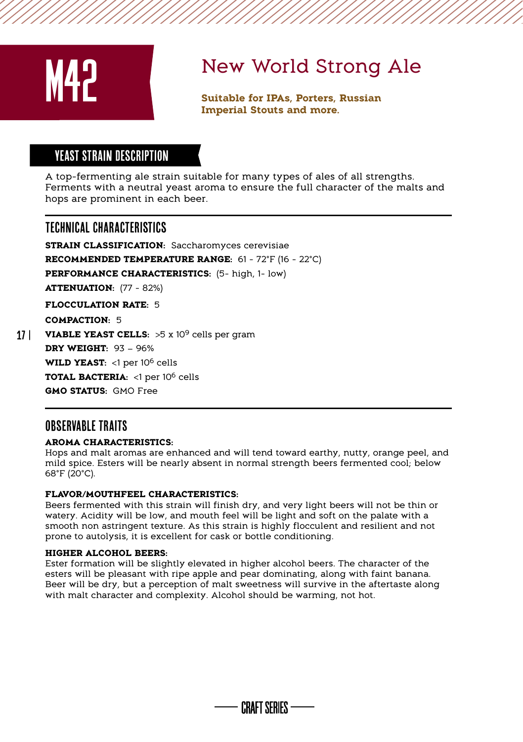# M42

## New World Strong Ale

**Suitable for IPAs, Porters, Russian Imperial Stouts and more.**

### YEAST STRAIN DESCRIPTION

A top-fermenting ale strain suitable for many types of ales of all strengths. Ferments with a neutral yeast aroma to ensure the full character of the malts and hops are prominent in each beer.

### TECHNICAL CHARACTERISTICS

**STRAIN CLASSIFICATION:** Saccharomyces cerevisiae

**RECOMMENDED TEMPERATURE RANGE:** 61 - 72°F (16 - 22°C)

**PERFORMANCE CHARACTERISTICS:** (5- high, 1- low)

**ATTENUATION:** (77 - 82%)

**FLOCCULATION RATE:** 5

**COMPACTION:** 5

**VIABLE YEAST CELLS:** >5 x $10^9$ cells per gram

**DRY WEIGHT:** 93 – 96%

**WILD YEAST:** <1 per $10^6$ cells

**TOTAL BACTERIA:** <1 per $10^6$ cells

**GMO STATUS:** GMO Free

### OBSERVABLE TRAITS

**AROMA CHARACTERISTICS:**
Hops and malt aromas are enhanced and will tend toward earthy, nutty, orange peel, and mild spice. Esters will be nearly absent in normal strength beers fermented cool; below 68°F (20°C).

**FLAVOR/MOUTHFEEL CHARACTERISTICS:**
Beers fermented with this strain will finish dry, and very light beers will not be thin or watery. Acidity will be low, and mouth feel will be light and soft on the palate with a smooth non astringent texture. As this strain is highly flocculent and resilient and not prone to autolysis, it is excellent for cask or bottle conditioning.

**HIGHER ALCOHOL BEERS:**
Ester formation will be slightly elevated in higher alcohol beers. The character of the esters will be pleasant with ripe apple and pear dominating, along with faint banana. Beer will be dry, but a perception of malt sweetness will survive in the aftertaste along with malt character and complexity. Alcohol should be warming, not hot.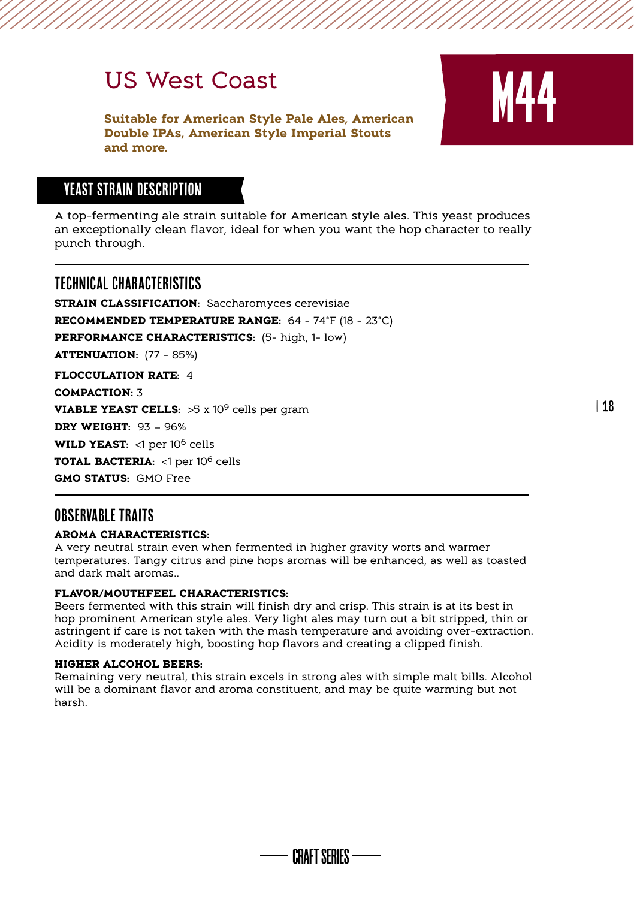# US West Coast

# M44

**Suitable for American Style Pale Ales, American Double IPAs, American Style Imperial Stouts and more.**

## YEAST STRAIN DESCRIPTION

A top-fermenting ale strain suitable for American style ales. This yeast produces an exceptionally clean flavor, ideal for when you want the hop character to really punch through.

## TECHNICAL CHARACTERISTICS

**STRAIN CLASSIFICATION:** Saccharomyces cerevisiae

**RECOMMENDED TEMPERATURE RANGE:** 64 - 74°F (18 - 23°C)

**PERFORMANCE CHARACTERISTICS:** (5- high, 1- low)

**ATTENUATION:** (77 - 85%)

**FLOCCULATION RATE:** 4

**COMPACTION:** 3

**VIABLE YEAST CELLS:** >5 x $10^9$ cells per gram

**DRY WEIGHT:** 93 – 96%

**WILD YEAST:** <1 per $10^6$ cells

**TOTAL BACTERIA:** <1 per $10^6$ cells

**GMO STATUS:** GMO Free

## OBSERVABLE TRAITS

**AROMA CHARACTERISTICS:**
A very neutral strain even when fermented in higher gravity worts and warmer temperatures. Tangy citrus and pine hops aromas will be enhanced, as well as toasted and dark malt aromas..

**FLAVOR/MOUTHFEEL CHARACTERISTICS:**
Beers fermented with this strain will finish dry and crisp. This strain is at its best in hop prominent American style ales. Very light ales may turn out a bit stripped, thin or astringent if care is not taken with the mash temperature and avoiding over-extraction. Acidity is moderately high, boosting hop flavors and creating a clipped finish.

**HIGHER ALCOHOL BEERS:**
Remaining very neutral, this strain excels in strong ales with simple malt bills. Alcohol will be a dominant flavor and aroma constituent, and may be quite warming but not harsh.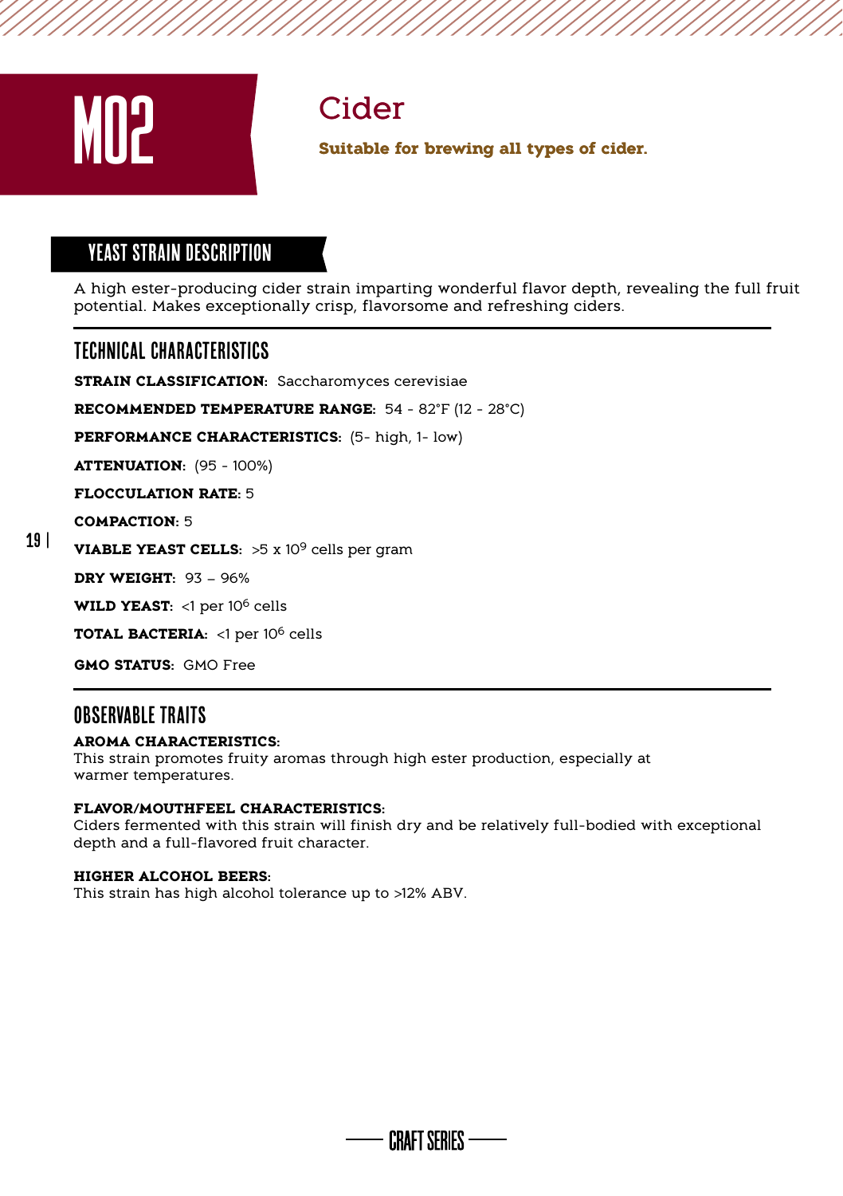# M02

## Cider

**Suitable for brewing all types of cider.**

## YEAST STRAIN DESCRIPTION

A high ester-producing cider strain imparting wonderful flavor depth, revealing the full fruit potential. Makes exceptionally crisp, flavorsome and refreshing ciders.

## TECHNICAL CHARACTERISTICS

**STRAIN CLASSIFICATION:** Saccharomyces cerevisiae

**RECOMMENDED TEMPERATURE RANGE:** 54 - 82°F (12 - 28°C)

**PERFORMANCE CHARACTERISTICS:** (5- high, 1- low)

**ATTENUATION:** (95 - 100%)

**FLOCCULATION RATE:** 5

**COMPACTION:** 5

**VIABLE YEAST CELLS:** >5 x $10^9$ cells per gram

**DRY WEIGHT:** 93 – 96%

**WILD YEAST:** <1 per $10^6$ cells

**TOTAL BACTERIA:** <1 per $10^6$ cells

**GMO STATUS:** GMO Free

## OBSERVABLE TRAITS

**AROMA CHARACTERISTICS:**
This strain promotes fruity aromas through high ester production, especially at warmer temperatures.

**FLAVOR/MOUTHFEEL CHARACTERISTICS:**
Ciders fermented with this strain will finish dry and be relatively full-bodied with exceptional depth and a full-flavored fruit character.

**HIGHER ALCOHOL BEERS:**
This strain has high alcohol tolerance up to >12% ABV.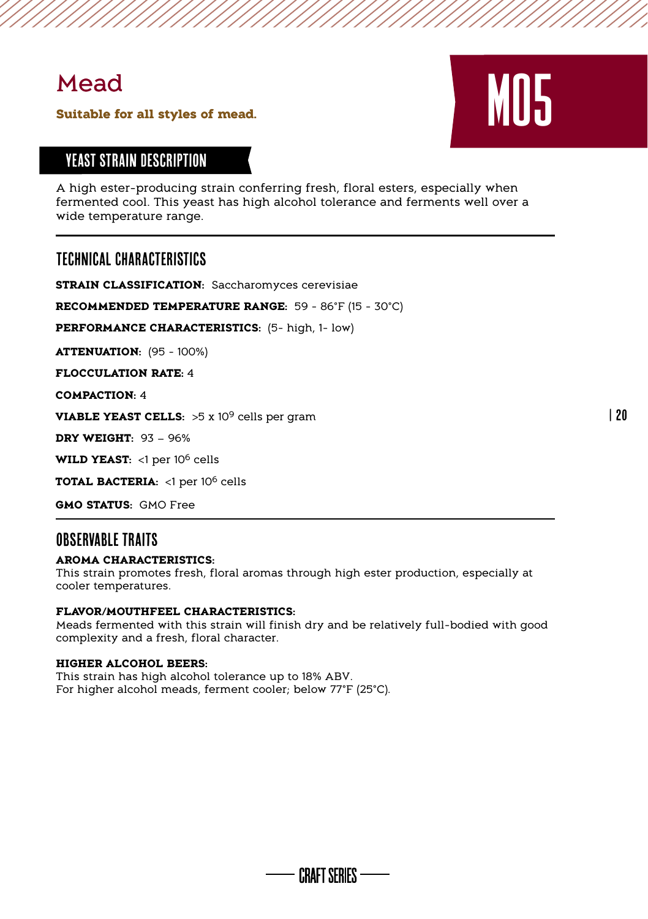# Mead

**Suitable for all styles of mead.**

M05

## YEAST STRAIN DESCRIPTION

A high ester-producing strain conferring fresh, floral esters, especially when fermented cool. This yeast has high alcohol tolerance and ferments well over a wide temperature range.

## TECHNICAL CHARACTERISTICS

**STRAIN CLASSIFICATION:** Saccharomyces cerevisiae

**RECOMMENDED TEMPERATURE RANGE:** 59 - 86°F (15 - 30°C)

**PERFORMANCE CHARACTERISTICS:** (5- high, 1- low)

**ATTENUATION:** (95 - 100%)

**FLOCCULATION RATE:** 4

**COMPACTION:** 4

**VIABLE YEAST CELLS:** >5 x $10^9$ cells per gram

**DRY WEIGHT:** 93 – 96%

**WILD YEAST:** <1 per $10^6$ cells

**TOTAL BACTERIA:** <1 per $10^6$ cells

**GMO STATUS:** GMO Free

## OBSERVABLE TRAITS

**AROMA CHARACTERISTICS:**
This strain promotes fresh, floral aromas through high ester production, especially at cooler temperatures.

**FLAVOR/MOUTHFEEL CHARACTERISTICS:**
Meads fermented with this strain will finish dry and be relatively full-bodied with good complexity and a fresh, floral character.

**HIGHER ALCOHOL BEERS:**
This strain has high alcohol tolerance up to 18% ABV.
For higher alcohol meads, ferment cooler; below 77°F (25°C).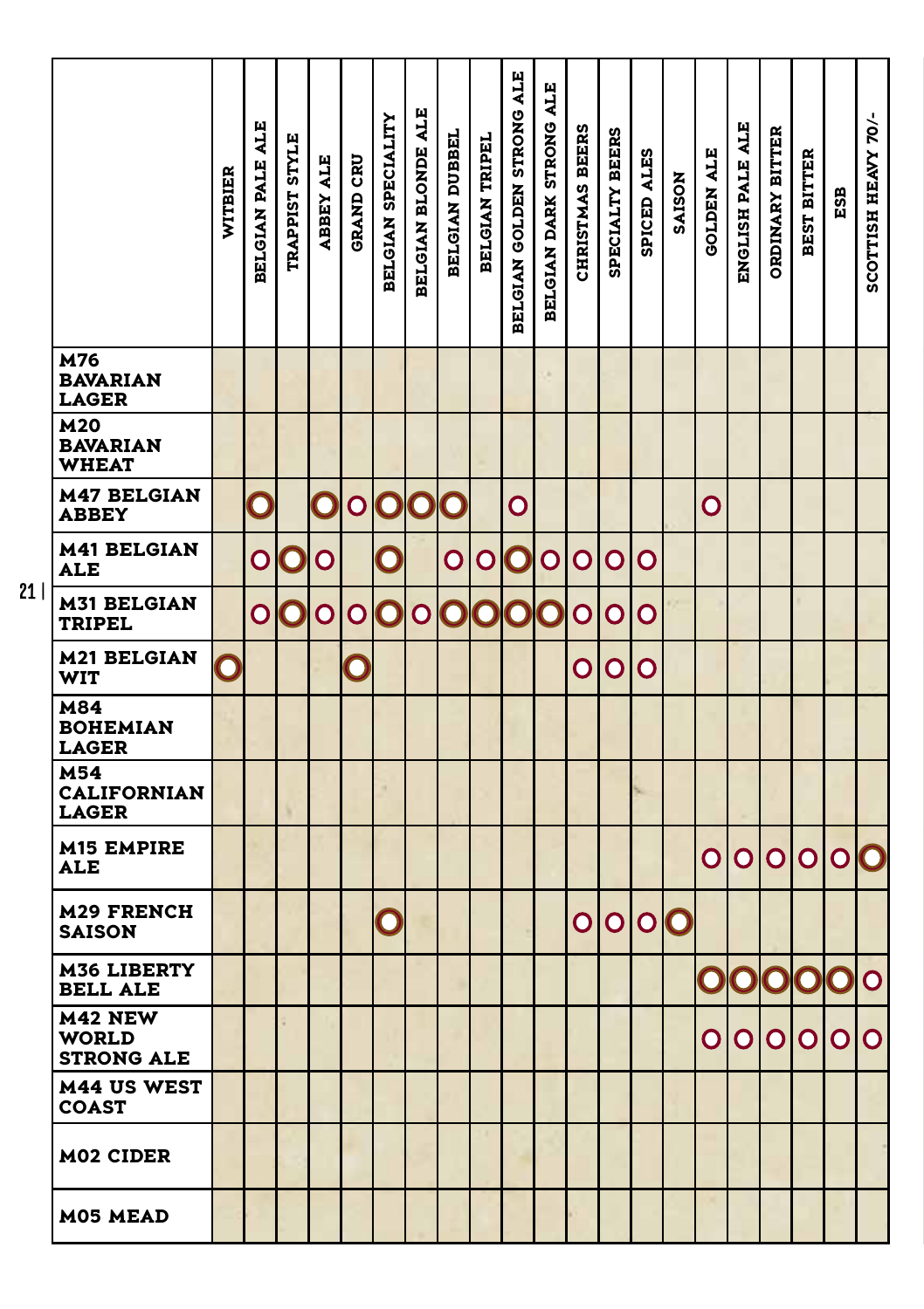| | WITBIER | BELGIAN PALE ALE | TRAPPIST STYLE | ABBEY ALE | GRAND CRU | BELGIAN SPECIALITY | BELGIAN BLONDE ALE | BELGIAN DUBBEL | BELGIAN TRIPEL | BELGIAN GOLDEN STRONG ALE | BELGIAN DARK STRONG ALE | CHRISTMAS BEERS | SPECIALTY BEERS | SPICED ALES | SAISON | GOLDEN ALE | ENGLISH PALE ALE | ORDINARY BITTER | BEST BITTER | ESB | SCOTTISH HEAVY 70/- |
|---|---|---|---|---|---|---|---|---|---|---|---|---|---|---|---|---|---|---|---|---|---|
| **M76 BAVARIAN LAGER** | | | | | | | | | | | | | | | | | | | | | |
| **M20 BAVARIAN WHEAT** | | | | | | | | | | | | | | | | | | | | | |
| **M47 BELGIAN ABBEY** | | ◉ | | ◉ | ○ | ◉ | ◉ | ◉ | | ○ | | | | | | ○ | | | | | |
| **M41 BELGIAN ALE** | | ○ | ◉ | ○ | | ◉ | | ○ | ○ | ◉ | ○ | ○ | ○ | ○ | | | | | | | |
| **M31 BELGIAN TRIPEL** | | ○ | ◉ | ○ | ○ | ◉ | ○ | ◉ | ◉ | ◉ | ◉ | ○ | ○ | ○ | | | | | | | |
| **M21 BELGIAN WIT** | ◉ | | | | ◉ | | | | | | | ○ | ○ | ○ | | | | | | | |
| **M84 BOHEMIAN LAGER** | | | | | | | | | | | | | | | | | | | | | |
| **M54 CALIFORNIAN LAGER** | | | | | | | | | | | | | | | | | | | | | |
| **M15 EMPIRE ALE** | | | | | | | | | | | | | | | | ○ | ○ | ○ | ○ | ○ | ◉ |
| **M29 FRENCH SAISON** | | | | | | ◉ | | | | | | ○ | ○ | ○ | ◉ | | | | | | |
| **M36 LIBERTY BELL ALE** | | | | | | | | | | | | | | | | ◉ | ◉ | ◉ | ◉ | ◉ | ○ |
| **M42 NEW WORLD STRONG ALE** | | | | | | | | | | | | | | | | ○ | ○ | ○ | ○ | ○ | ○ |
| **M44 US WEST COAST** | | | | | | | | | | | | | | | | | | | | | |
| **M02 CIDER** | | | | | | | | | | | | | | | | | | | | | |
| **M05 MEAD** | | | | | | | | | | | | | | | | | | | | | |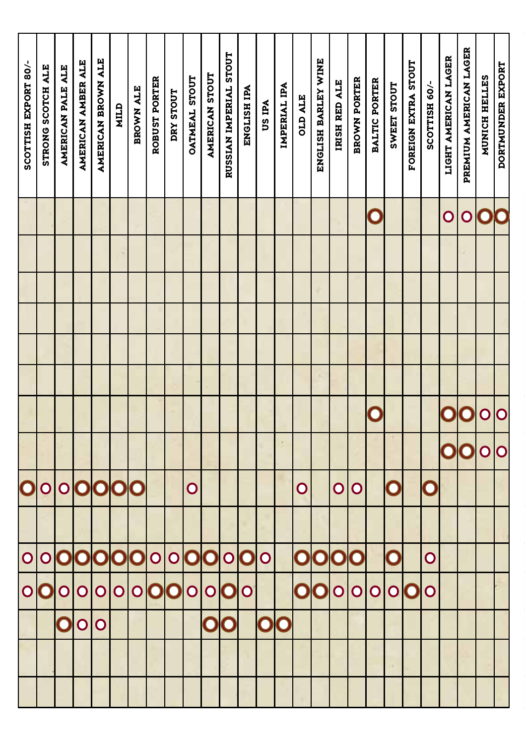| Beer style | | | | | | | | | | | | | | | |
|---|---|---|---|---|---|---|---|---|---|---|---|---|---|---|---|
| SCOTTISH EXPORT 80/- | | | | | | | | | O | | o | o | | | |
| STRONG SCOTCH ALE | | | | | | | | | o | | o | O | | | |
| AMERICAN PALE ALE | | | | | | | | | o | | O | o | O | | |
| AMERICAN AMBER ALE | | | | | | | | | O | | O | o | o | | |
| AMERICAN BROWN ALE | | | | | | | | | O | | O | o | o | | |
| MILD | | | | | | | | | O | | O | o | | | |
| BROWN ALE | | | | | | | | | O | | O | o | | | |
| ROBUST PORTER | | | | | | | | | | | o | O | | | |
| DRY STOUT | | | | | | | | | | | o | O | | | |
| OATMEAL STOUT | | | | | | | | | o | | O | o | | | |
| AMERICAN STOUT | | | | | | | | | | | O | o | O | | |
| RUSSIAN IMPERIAL STOUT | | | | | | | | | | | o | O | O | | |
| ENGLISH IPA | | | | | | | | | | | O | o | | | |
| US IPA | | | | | | | | | | | o | | O | | |
| IMPERIAL IPA | | | | | | | | | | | | | O | | |
| OLD ALE | | | | | | | | | o | | O | O | | | |
| ENGLISH BARLEY WINE | | | | | | | | | | | O | O | | | |
| IRISH RED ALE | | | | | | | | | o | | O | o | | | |
| BROWN PORTER | | | | | | | | | o | | O | o | | | |
| BALTIC PORTER | O | | | | | | O | | | | | o | | | |
| SWEET STOUT | | | | | | | | | O | | O | o | | | |
| FOREIGN EXTRA STOUT | | | | | | | | | | | | O | | | |
| SCOTTISH 60/- | | | | | | | | | O | | o | o | | | |
| LIGHT AMERICAN LAGER | o | | | | | | O | O | | | | | | | |
| PREMIUM AMERICAN LAGER | o | | | | | | O | O | | | | | | | |
| MUNICH HELLES | O | | | | | | o | o | | | | | | | |
| DORTMUNDER EXPORT | O | | | | | | o | o | | | | | | | |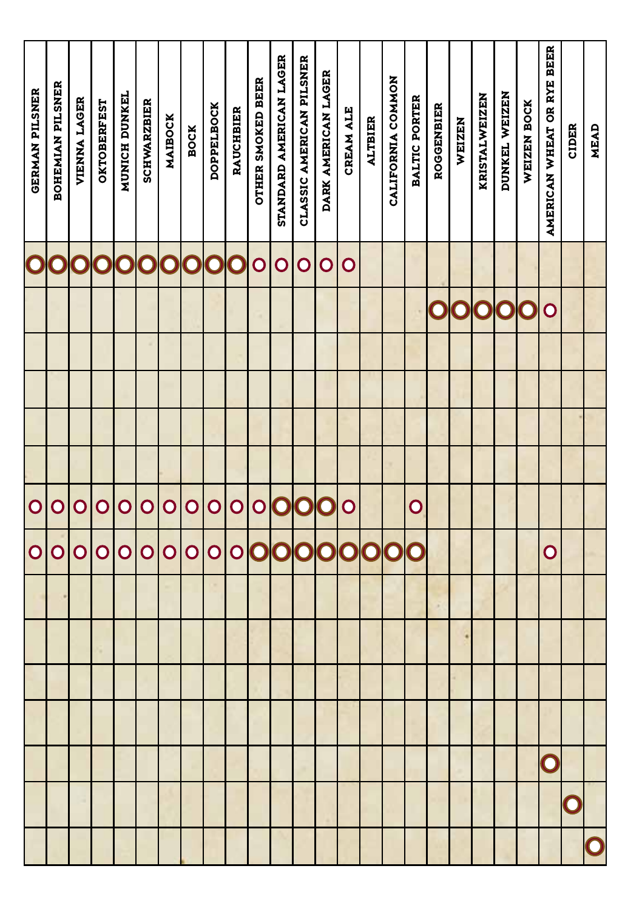| | | | | | | | | | | | | | | | |
|---|---|---|---|---|---|---|---|---|---|---|---|---|---|---|---|
| GERMAN PILSNER | O | | | | | | o | o | | | | | | | |
| BOHEMIAN PILSNER | O | | | | | | o | o | | | | | | | |
| VIENNA LAGER | O | | | | | | o | o | | | | | | | |
| OKTOBERFEST | O | | | | | | o | o | | | | | | | |
| MUNICH DUNKEL | O | | | | | | o | o | | | | | | | |
| SCHWARZBIER | O | | | | | | o | o | | | | | | | |
| MAIBOCK | O | | | | | | o | o | | | | | | | |
| BOCK | O | | | | | | o | o | | | | | | | |
| DOPPELBOCK | O | | | | | | o | o | | | | | | | |
| RAUCHBIER | O | | | | | | o | o | | | | | | | |
| OTHER SMOKED BEER | o | | | | | | o | O | | | | | | | |
| STANDARD AMERICAN LAGER | o | | | | | | O | O | | | | | | | |
| CLASSIC AMERICAN PILSNER | o | | | | | | O | O | | | | | | | |
| DARK AMERICAN LAGER | o | | | | | | O | O | | | | | | | |
| CREAM ALE | o | | | | | | o | O | | | | | | | |
| ALTBIER | | | | | | | | O | | | | | | | |
| CALIFORNIA COMMON | | | | | | | | O | | | | | | | |
| BALTIC PORTER | | | | | | | o | O | | | | | | | |
| ROGGENBIER | | O | | | | | | | | | | | | | |
| WEIZEN | | O | | | | | | | | | | | | | |
| KRISTALWEIZEN | | O | | | | | | | | | | | | | |
| DUNKEL WEIZEN | | O | | | | | | | | | | | | | |
| WEIZEN BOCK | | O | | | | | | | | | | | | | |
| AMERICAN WHEAT OR RYE BEER | | o | | | | | | o | | | | | O | | |
| CIDER | | | | | | | | | | | | | | O | |
| MEAD | | | | | | | | | | | | | | | O |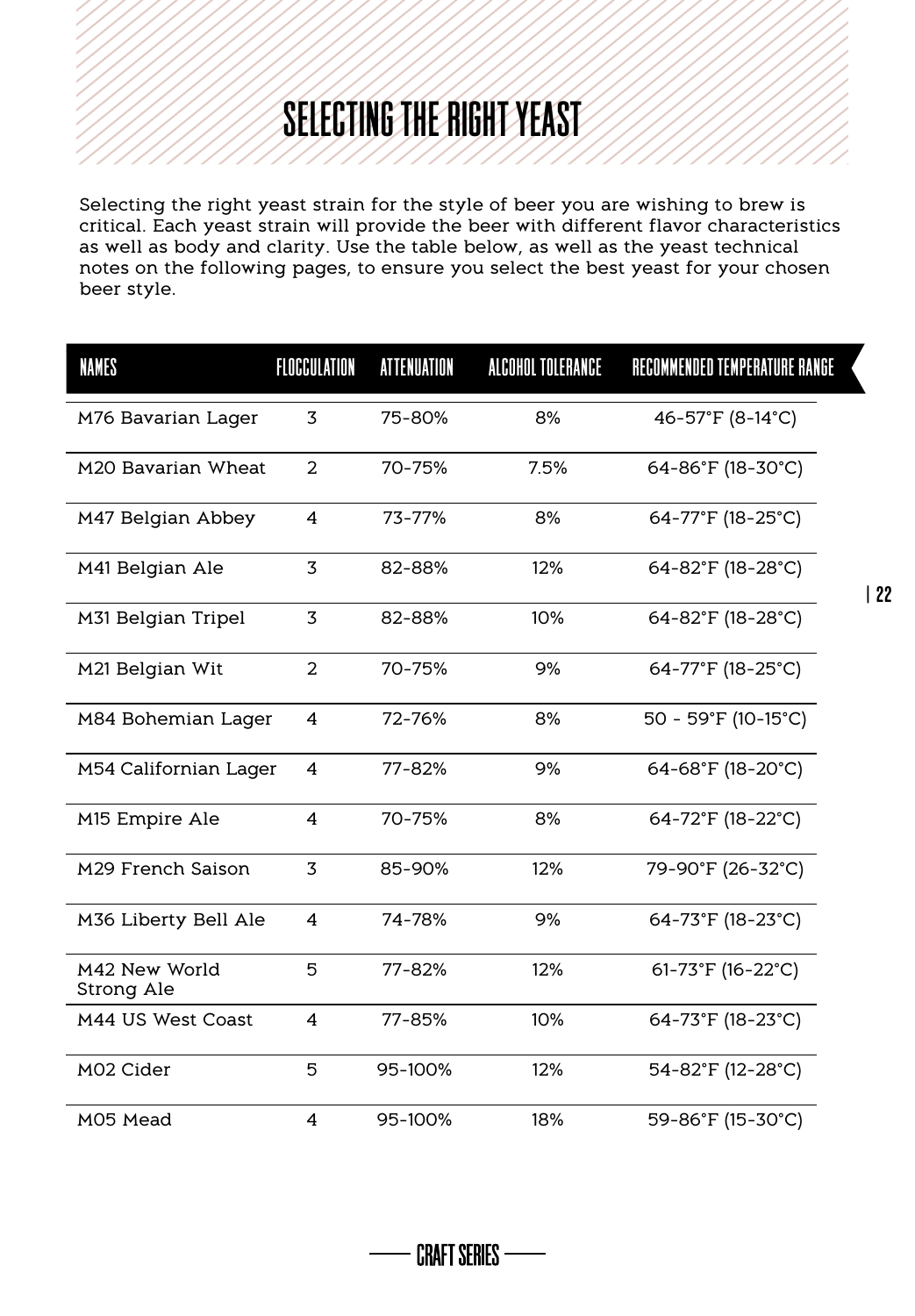# SELECTING THE RIGHT YEAST

Selecting the right yeast strain for the style of beer you are wishing to brew is critical. Each yeast strain will provide the beer with different flavor characteristics as well as body and clarity. Use the table below, as well as the yeast technical notes on the following pages, to ensure you select the best yeast for your chosen beer style.

| NAMES | FLOCCULATION | ATTENUATION | ALCOHOL TOLERANCE | RECOMMENDED TEMPERATURE RANGE |
|---|---|---|---|---|
| M76 Bavarian Lager | 3 | 75-80% | 8% | 46-57°F (8-14°C) |
| M20 Bavarian Wheat | 2 | 70-75% | 7.5% | 64-86°F (18-30°C) |
| M47 Belgian Abbey | 4 | 73-77% | 8% | 64-77°F (18-25°C) |
| M41 Belgian Ale | 3 | 82-88% | 12% | 64-82°F (18-28°C) |
| M31 Belgian Tripel | 3 | 82-88% | 10% | 64-82°F (18-28°C) |
| M21 Belgian Wit | 2 | 70-75% | 9% | 64-77°F (18-25°C) |
| M84 Bohemian Lager | 4 | 72-76% | 8% | 50 - 59°F (10-15°C) |
| M54 Californian Lager | 4 | 77-82% | 9% | 64-68°F (18-20°C) |
| M15 Empire Ale | 4 | 70-75% | 8% | 64-72°F (18-22°C) |
| M29 French Saison | 3 | 85-90% | 12% | 79-90°F (26-32°C) |
| M36 Liberty Bell Ale | 4 | 74-78% | 9% | 64-73°F (18-23°C) |
| M42 New World Strong Ale | 5 | 77-82% | 12% | 61-73°F (16-22°C) |
| M44 US West Coast | 4 | 77-85% | 10% | 64-73°F (18-23°C) |
| M02 Cider | 5 | 95-100% | 12% | 54-82°F (12-28°C) |
| M05 Mead | 4 | 95-100% | 18% | 59-86°F (15-30°C) |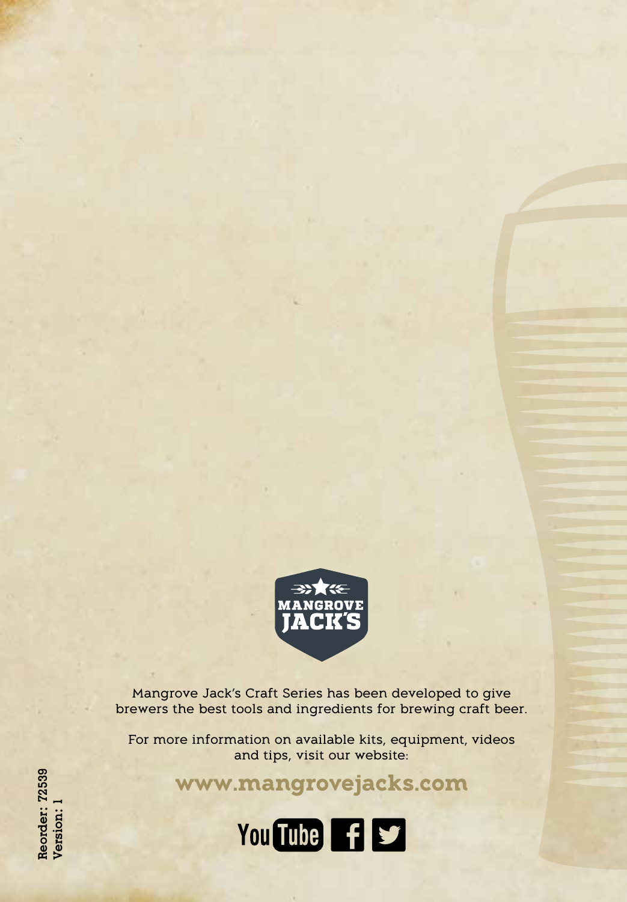MANGROVE JACK'S

Mangrove Jack's Craft Series has been developed to give brewers the best tools and ingredients for brewing craft beer.

For more information on available kits, equipment, videos and tips, visit our website:

**www.mangrovejacks.com**

**Reorder: 72539**
**Version: 1**